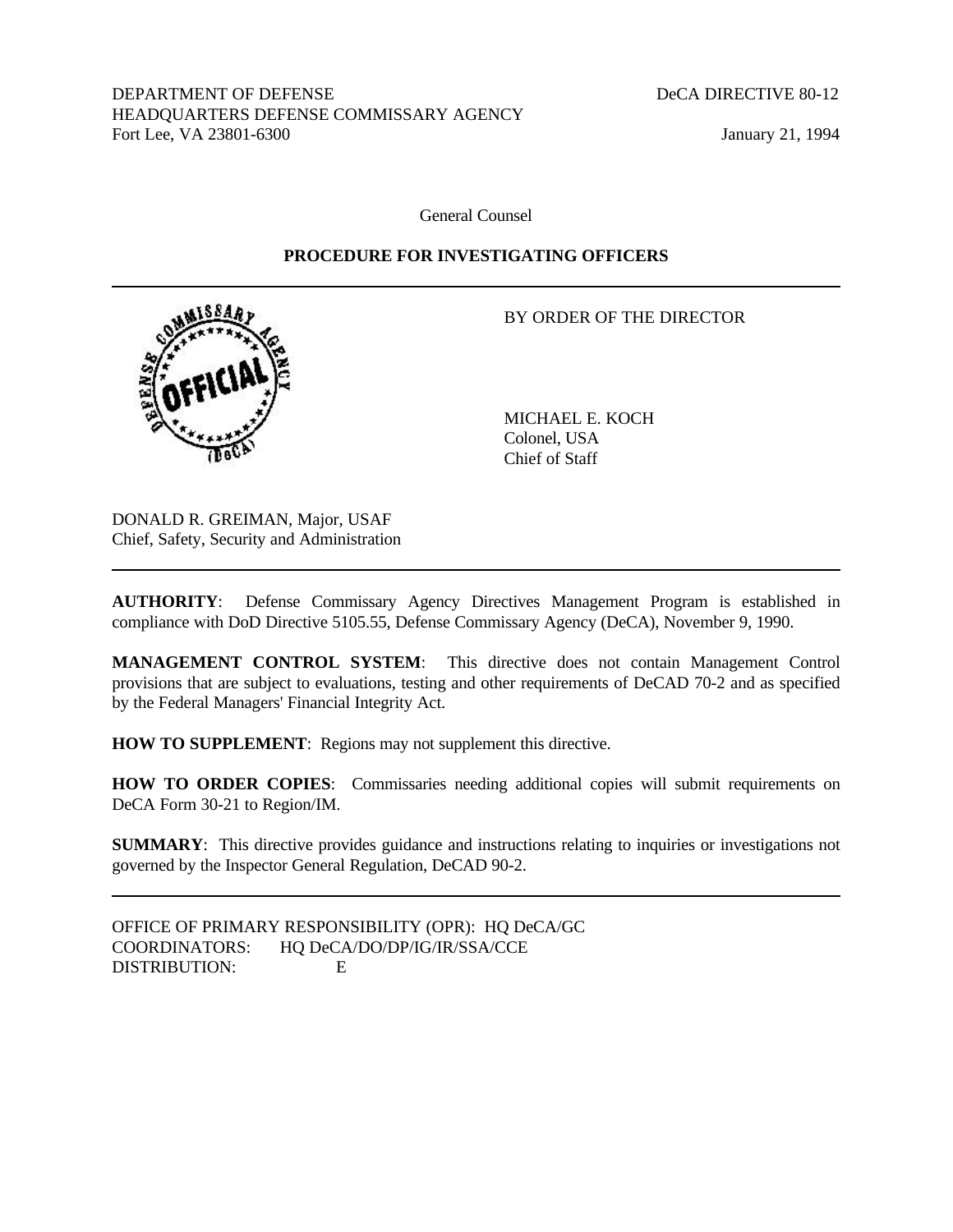DEPARTMENT OF DEFENSE
HEADQUARTERS DEFENSE COMMISSARY AGENCY
Fort Lee, VA 23801-6300

DeCA DIRECTIVE 80-12

January 21, 1994

General Counsel

**PROCEDURE FOR INVESTIGATING OFFICERS**

---

BY ORDER OF THE DIRECTOR

MICHAEL E. KOCH
Colonel, USA
Chief of Staff

DONALD R. GREIMAN, Major, USAF
Chief, Safety, Security and Administration

---

**AUTHORITY**: Defense Commissary Agency Directives Management Program is established in compliance with DoD Directive 5105.55, Defense Commissary Agency (DeCA), November 9, 1990.

**MANAGEMENT CONTROL SYSTEM**: This directive does not contain Management Control provisions that are subject to evaluations, testing and other requirements of DeCAD 70-2 and as specified by the Federal Managers' Financial Integrity Act.

**HOW TO SUPPLEMENT**: Regions may not supplement this directive.

**HOW TO ORDER COPIES**: Commissaries needing additional copies will submit requirements on DeCA Form 30-21 to Region/IM.

**SUMMARY**: This directive provides guidance and instructions relating to inquiries or investigations not governed by the Inspector General Regulation, DeCAD 90-2.

---

OFFICE OF PRIMARY RESPONSIBILITY (OPR): HQ DeCA/GC
COORDINATORS: HQ DeCA/DO/DP/IG/IR/SSA/CCE
DISTRIBUTION: E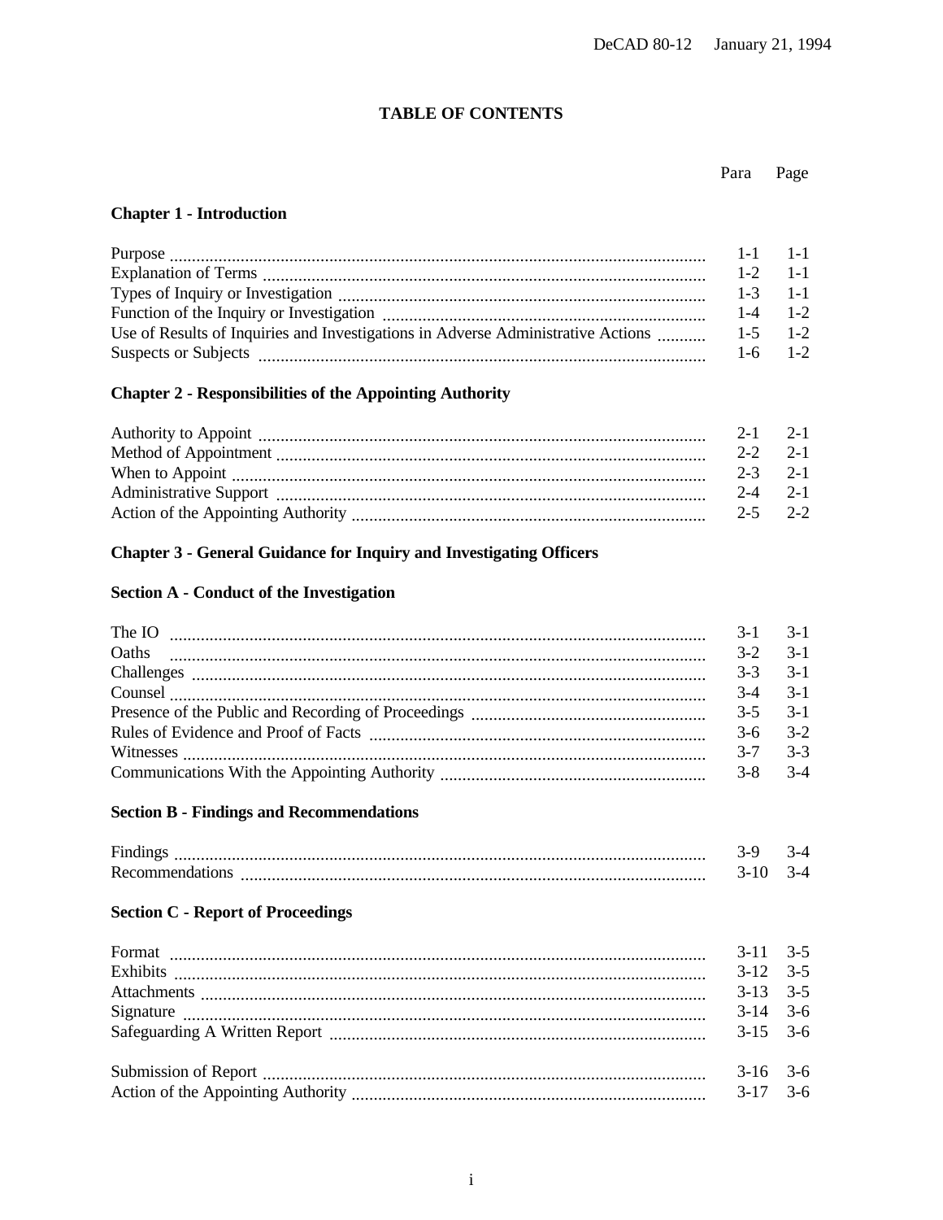# TABLE OF CONTENTS

| | Para | Page |
|---|---|---|
| **Chapter 1 - Introduction** | | |
| Purpose | 1-1 | 1-1 |
| Explanation of Terms | 1-2 | 1-1 |
| Types of Inquiry or Investigation | 1-3 | 1-1 |
| Function of the Inquiry or Investigation | 1-4 | 1-2 |
| Use of Results of Inquiries and Investigations in Adverse Administrative Actions | 1-5 | 1-2 |
| Suspects or Subjects | 1-6 | 1-2 |
| **Chapter 2 - Responsibilities of the Appointing Authority** | | |
| Authority to Appoint | 2-1 | 2-1 |
| Method of Appointment | 2-2 | 2-1 |
| When to Appoint | 2-3 | 2-1 |
| Administrative Support | 2-4 | 2-1 |
| Action of the Appointing Authority | 2-5 | 2-2 |
| **Chapter 3 - General Guidance for Inquiry and Investigating Officers** | | |
| **Section A - Conduct of the Investigation** | | |
| The IO | 3-1 | 3-1 |
| Oaths | 3-2 | 3-1 |
| Challenges | 3-3 | 3-1 |
| Counsel | 3-4 | 3-1 |
| Presence of the Public and Recording of Proceedings | 3-5 | 3-1 |
| Rules of Evidence and Proof of Facts | 3-6 | 3-2 |
| Witnesses | 3-7 | 3-3 |
| Communications With the Appointing Authority | 3-8 | 3-4 |
| **Section B - Findings and Recommendations** | | |
| Findings | 3-9 | 3-4 |
| Recommendations | 3-10 | 3-4 |
| **Section C - Report of Proceedings** | | |
| Format | 3-11 | 3-5 |
| Exhibits | 3-12 | 3-5 |
| Attachments | 3-13 | 3-5 |
| Signature | 3-14 | 3-6 |
| Safeguarding A Written Report | 3-15 | 3-6 |
| Submission of Report | 3-16 | 3-6 |
| Action of the Appointing Authority | 3-17 | 3-6 |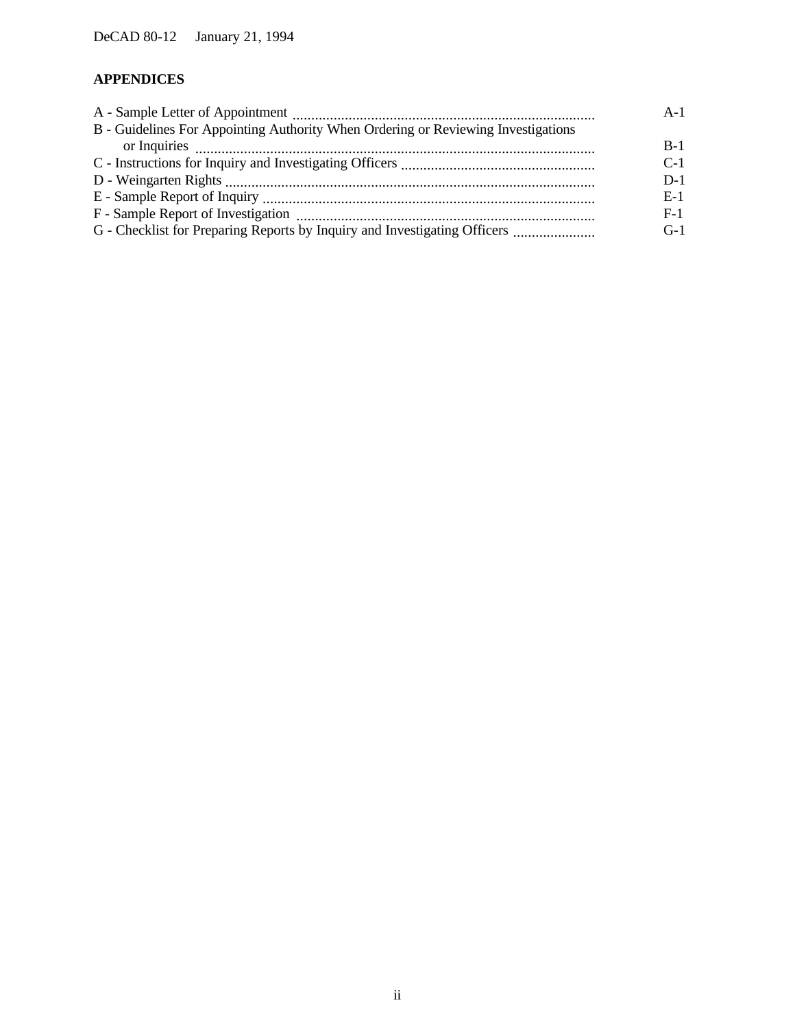## APPENDICES

| | |
|---|---|
| A - Sample Letter of Appointment | A-1 |
| B - Guidelines For Appointing Authority When Ordering or Reviewing Investigations or Inquiries | B-1 |
| C - Instructions for Inquiry and Investigating Officers | C-1 |
| D - Weingarten Rights | D-1 |
| E - Sample Report of Inquiry | E-1 |
| F - Sample Report of Investigation | F-1 |
| G - Checklist for Preparing Reports by Inquiry and Investigating Officers | G-1 |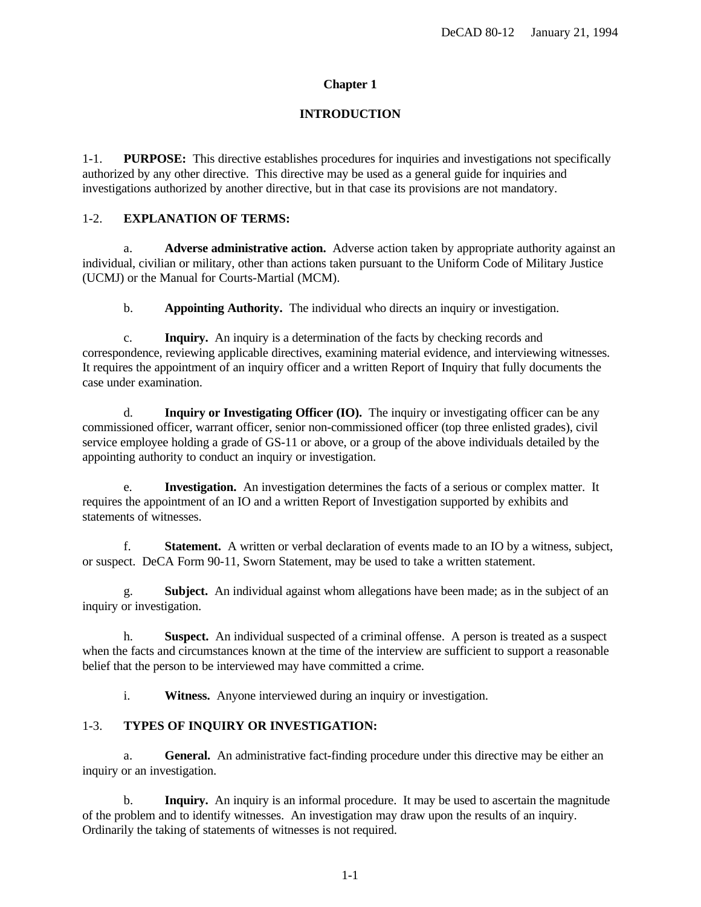# Chapter 1

## INTRODUCTION

1-1. **PURPOSE:** This directive establishes procedures for inquiries and investigations not specifically authorized by any other directive. This directive may be used as a general guide for inquiries and investigations authorized by another directive, but in that case its provisions are not mandatory.

1-2. **EXPLANATION OF TERMS:**

a. **Adverse administrative action.** Adverse action taken by appropriate authority against an individual, civilian or military, other than actions taken pursuant to the Uniform Code of Military Justice (UCMJ) or the Manual for Courts-Martial (MCM).

b. **Appointing Authority.** The individual who directs an inquiry or investigation.

c. **Inquiry.** An inquiry is a determination of the facts by checking records and correspondence, reviewing applicable directives, examining material evidence, and interviewing witnesses. It requires the appointment of an inquiry officer and a written Report of Inquiry that fully documents the case under examination.

d. **Inquiry or Investigating Officer (IO).** The inquiry or investigating officer can be any commissioned officer, warrant officer, senior non-commissioned officer (top three enlisted grades), civil service employee holding a grade of GS-11 or above, or a group of the above individuals detailed by the appointing authority to conduct an inquiry or investigation.

e. **Investigation.** An investigation determines the facts of a serious or complex matter. It requires the appointment of an IO and a written Report of Investigation supported by exhibits and statements of witnesses.

f. **Statement.** A written or verbal declaration of events made to an IO by a witness, subject, or suspect. DeCA Form 90-11, Sworn Statement, may be used to take a written statement.

g. **Subject.** An individual against whom allegations have been made; as in the subject of an inquiry or investigation.

h. **Suspect.** An individual suspected of a criminal offense. A person is treated as a suspect when the facts and circumstances known at the time of the interview are sufficient to support a reasonable belief that the person to be interviewed may have committed a crime.

i. **Witness.** Anyone interviewed during an inquiry or investigation.

1-3. **TYPES OF INQUIRY OR INVESTIGATION:**

a. **General.** An administrative fact-finding procedure under this directive may be either an inquiry or an investigation.

b. **Inquiry.** An inquiry is an informal procedure. It may be used to ascertain the magnitude of the problem and to identify witnesses. An investigation may draw upon the results of an inquiry. Ordinarily the taking of statements of witnesses is not required.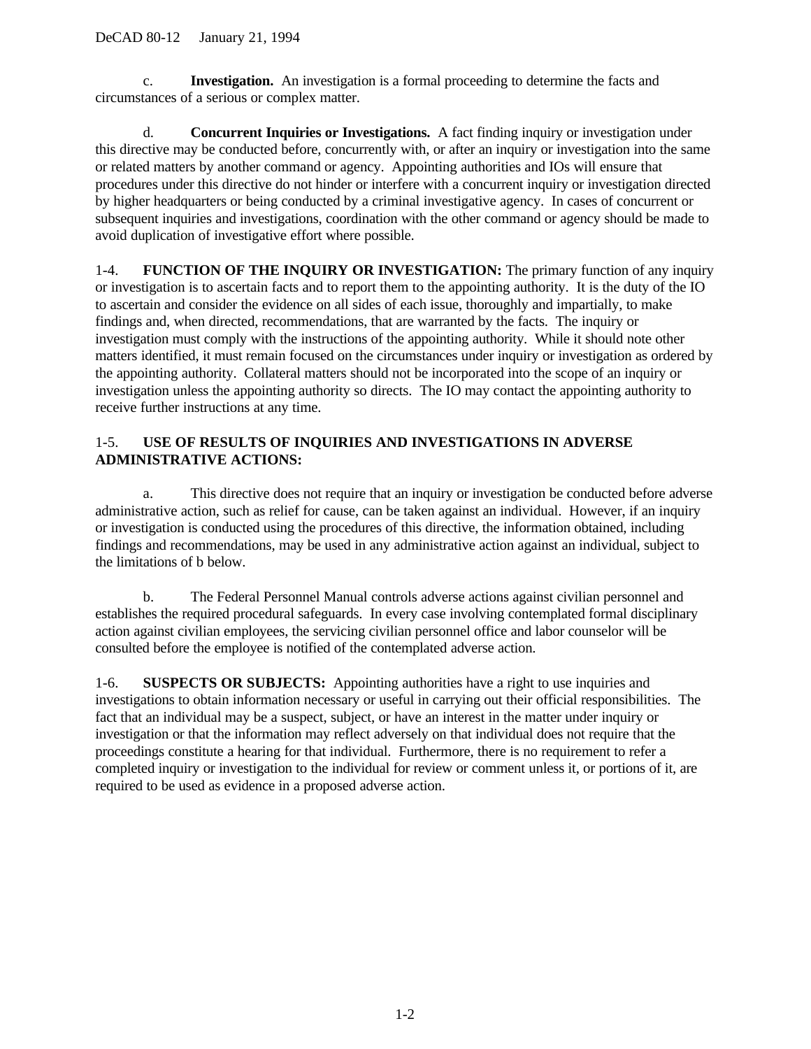c. **Investigation.** An investigation is a formal proceeding to determine the facts and circumstances of a serious or complex matter.

d. **Concurrent Inquiries or Investigations.** A fact finding inquiry or investigation under this directive may be conducted before, concurrently with, or after an inquiry or investigation into the same or related matters by another command or agency. Appointing authorities and IOs will ensure that procedures under this directive do not hinder or interfere with a concurrent inquiry or investigation directed by higher headquarters or being conducted by a criminal investigative agency. In cases of concurrent or subsequent inquiries and investigations, coordination with the other command or agency should be made to avoid duplication of investigative effort where possible.

1-4. **FUNCTION OF THE INQUIRY OR INVESTIGATION:** The primary function of any inquiry or investigation is to ascertain facts and to report them to the appointing authority. It is the duty of the IO to ascertain and consider the evidence on all sides of each issue, thoroughly and impartially, to make findings and, when directed, recommendations, that are warranted by the facts. The inquiry or investigation must comply with the instructions of the appointing authority. While it should note other matters identified, it must remain focused on the circumstances under inquiry or investigation as ordered by the appointing authority. Collateral matters should not be incorporated into the scope of an inquiry or investigation unless the appointing authority so directs. The IO may contact the appointing authority to receive further instructions at any time.

1-5. **USE OF RESULTS OF INQUIRIES AND INVESTIGATIONS IN ADVERSE ADMINISTRATIVE ACTIONS:**

a. This directive does not require that an inquiry or investigation be conducted before adverse administrative action, such as relief for cause, can be taken against an individual. However, if an inquiry or investigation is conducted using the procedures of this directive, the information obtained, including findings and recommendations, may be used in any administrative action against an individual, subject to the limitations of b below.

b. The Federal Personnel Manual controls adverse actions against civilian personnel and establishes the required procedural safeguards. In every case involving contemplated formal disciplinary action against civilian employees, the servicing civilian personnel office and labor counselor will be consulted before the employee is notified of the contemplated adverse action.

1-6. **SUSPECTS OR SUBJECTS:** Appointing authorities have a right to use inquiries and investigations to obtain information necessary or useful in carrying out their official responsibilities. The fact that an individual may be a suspect, subject, or have an interest in the matter under inquiry or investigation or that the information may reflect adversely on that individual does not require that the proceedings constitute a hearing for that individual. Furthermore, there is no requirement to refer a completed inquiry or investigation to the individual for review or comment unless it, or portions of it, are required to be used as evidence in a proposed adverse action.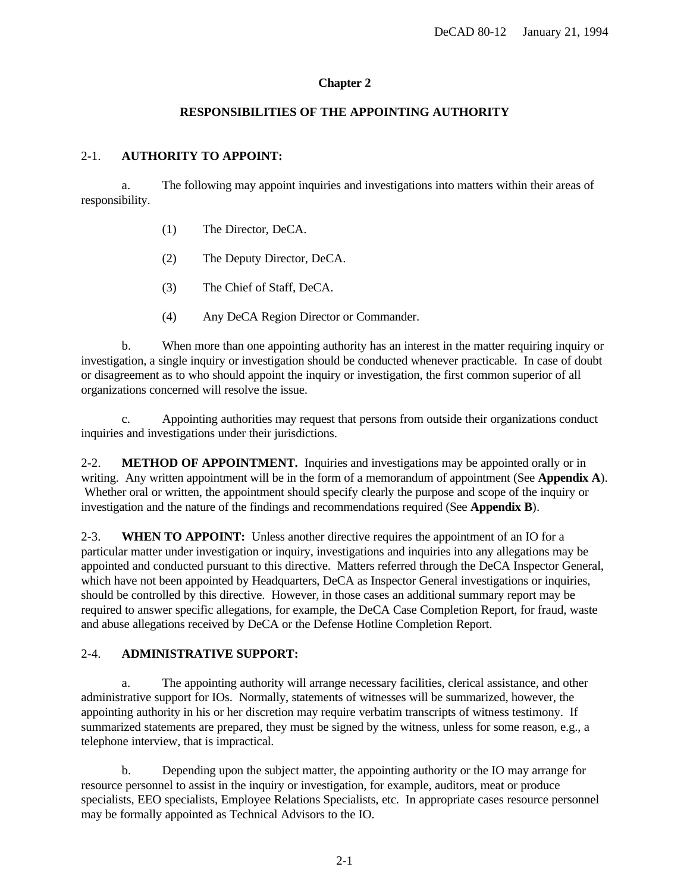## Chapter 2

## RESPONSIBILITIES OF THE APPOINTING AUTHORITY

2-1. **AUTHORITY TO APPOINT:**

a. The following may appoint inquiries and investigations into matters within their areas of responsibility.

(1) The Director, DeCA.

(2) The Deputy Director, DeCA.

(3) The Chief of Staff, DeCA.

(4) Any DeCA Region Director or Commander.

b. When more than one appointing authority has an interest in the matter requiring inquiry or investigation, a single inquiry or investigation should be conducted whenever practicable. In case of doubt or disagreement as to who should appoint the inquiry or investigation, the first common superior of all organizations concerned will resolve the issue.

c. Appointing authorities may request that persons from outside their organizations conduct inquiries and investigations under their jurisdictions.

2-2. **METHOD OF APPOINTMENT.** Inquiries and investigations may be appointed orally or in writing. Any written appointment will be in the form of a memorandum of appointment (See **Appendix A**). Whether oral or written, the appointment should specify clearly the purpose and scope of the inquiry or investigation and the nature of the findings and recommendations required (See **Appendix B**).

2-3. **WHEN TO APPOINT:** Unless another directive requires the appointment of an IO for a particular matter under investigation or inquiry, investigations and inquiries into any allegations may be appointed and conducted pursuant to this directive. Matters referred through the DeCA Inspector General, which have not been appointed by Headquarters, DeCA as Inspector General investigations or inquiries, should be controlled by this directive. However, in those cases an additional summary report may be required to answer specific allegations, for example, the DeCA Case Completion Report, for fraud, waste and abuse allegations received by DeCA or the Defense Hotline Completion Report.

2-4. **ADMINISTRATIVE SUPPORT:**

a. The appointing authority will arrange necessary facilities, clerical assistance, and other administrative support for IOs. Normally, statements of witnesses will be summarized, however, the appointing authority in his or her discretion may require verbatim transcripts of witness testimony. If summarized statements are prepared, they must be signed by the witness, unless for some reason, e.g., a telephone interview, that is impractical.

b. Depending upon the subject matter, the appointing authority or the IO may arrange for resource personnel to assist in the inquiry or investigation, for example, auditors, meat or produce specialists, EEO specialists, Employee Relations Specialists, etc. In appropriate cases resource personnel may be formally appointed as Technical Advisors to the IO.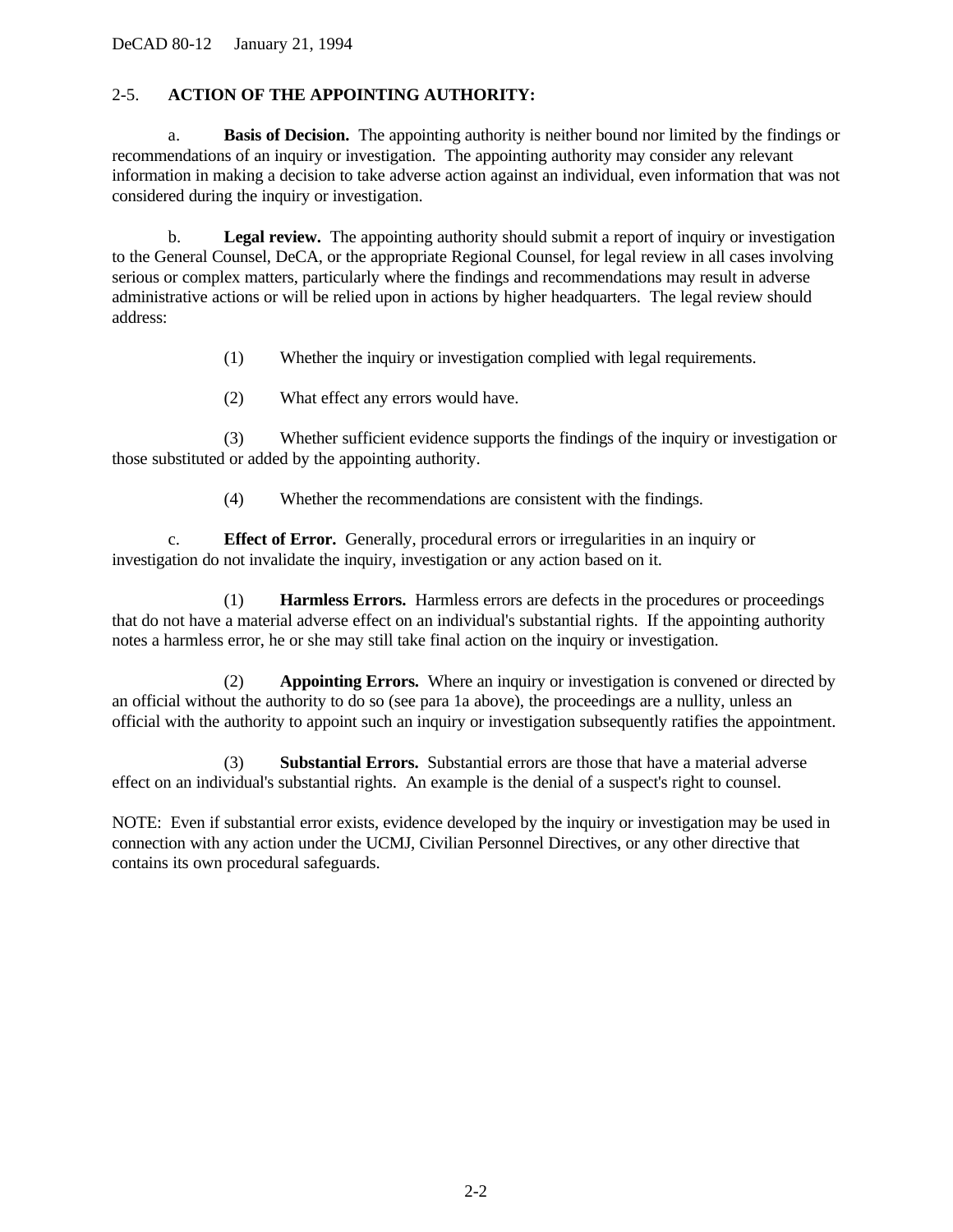## 2-5. ACTION OF THE APPOINTING AUTHORITY:

a. **Basis of Decision.** The appointing authority is neither bound nor limited by the findings or recommendations of an inquiry or investigation. The appointing authority may consider any relevant information in making a decision to take adverse action against an individual, even information that was not considered during the inquiry or investigation.

b. **Legal review.** The appointing authority should submit a report of inquiry or investigation to the General Counsel, DeCA, or the appropriate Regional Counsel, for legal review in all cases involving serious or complex matters, particularly where the findings and recommendations may result in adverse administrative actions or will be relied upon in actions by higher headquarters. The legal review should address:

(1) Whether the inquiry or investigation complied with legal requirements.

(2) What effect any errors would have.

(3) Whether sufficient evidence supports the findings of the inquiry or investigation or those substituted or added by the appointing authority.

(4) Whether the recommendations are consistent with the findings.

c. **Effect of Error.** Generally, procedural errors or irregularities in an inquiry or investigation do not invalidate the inquiry, investigation or any action based on it.

(1) **Harmless Errors.** Harmless errors are defects in the procedures or proceedings that do not have a material adverse effect on an individual's substantial rights. If the appointing authority notes a harmless error, he or she may still take final action on the inquiry or investigation.

(2) **Appointing Errors.** Where an inquiry or investigation is convened or directed by an official without the authority to do so (see para 1a above), the proceedings are a nullity, unless an official with the authority to appoint such an inquiry or investigation subsequently ratifies the appointment.

(3) **Substantial Errors.** Substantial errors are those that have a material adverse effect on an individual's substantial rights. An example is the denial of a suspect's right to counsel.

NOTE: Even if substantial error exists, evidence developed by the inquiry or investigation may be used in connection with any action under the UCMJ, Civilian Personnel Directives, or any other directive that contains its own procedural safeguards.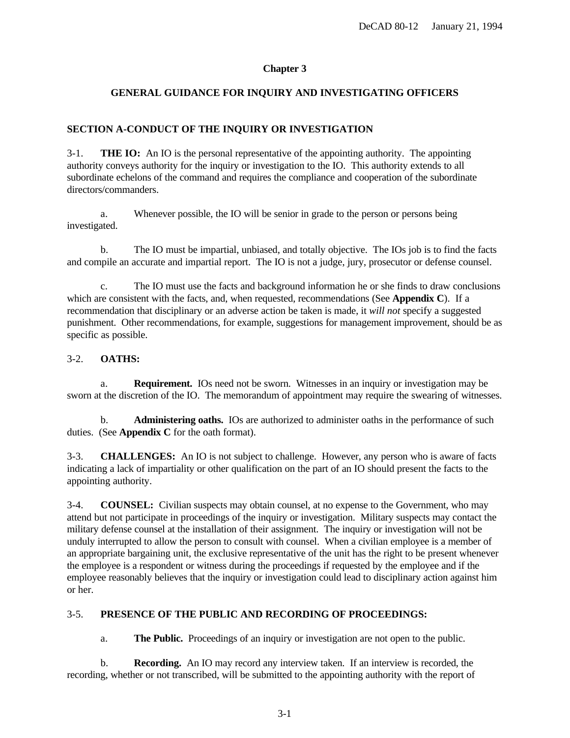# Chapter 3

## GENERAL GUIDANCE FOR INQUIRY AND INVESTIGATING OFFICERS

### SECTION A-CONDUCT OF THE INQUIRY OR INVESTIGATION

3-1. **THE IO:** An IO is the personal representative of the appointing authority. The appointing authority conveys authority for the inquiry or investigation to the IO. This authority extends to all subordinate echelons of the command and requires the compliance and cooperation of the subordinate directors/commanders.

a. Whenever possible, the IO will be senior in grade to the person or persons being investigated.

b. The IO must be impartial, unbiased, and totally objective. The IOs job is to find the facts and compile an accurate and impartial report. The IO is not a judge, jury, prosecutor or defense counsel.

c. The IO must use the facts and background information he or she finds to draw conclusions which are consistent with the facts, and, when requested, recommendations (See **Appendix C**). If a recommendation that disciplinary or an adverse action be taken is made, it *will not* specify a suggested punishment. Other recommendations, for example, suggestions for management improvement, should be as specific as possible.

3-2. **OATHS:**

a. **Requirement.** IOs need not be sworn. Witnesses in an inquiry or investigation may be sworn at the discretion of the IO. The memorandum of appointment may require the swearing of witnesses.

b. **Administering oaths.** IOs are authorized to administer oaths in the performance of such duties. (See **Appendix C** for the oath format).

3-3. **CHALLENGES:** An IO is not subject to challenge. However, any person who is aware of facts indicating a lack of impartiality or other qualification on the part of an IO should present the facts to the appointing authority.

3-4. **COUNSEL:** Civilian suspects may obtain counsel, at no expense to the Government, who may attend but not participate in proceedings of the inquiry or investigation. Military suspects may contact the military defense counsel at the installation of their assignment. The inquiry or investigation will not be unduly interrupted to allow the person to consult with counsel. When a civilian employee is a member of an appropriate bargaining unit, the exclusive representative of the unit has the right to be present whenever the employee is a respondent or witness during the proceedings if requested by the employee and if the employee reasonably believes that the inquiry or investigation could lead to disciplinary action against him or her.

3-5. **PRESENCE OF THE PUBLIC AND RECORDING OF PROCEEDINGS:**

a. **The Public.** Proceedings of an inquiry or investigation are not open to the public.

b. **Recording.** An IO may record any interview taken. If an interview is recorded, the recording, whether or not transcribed, will be submitted to the appointing authority with the report of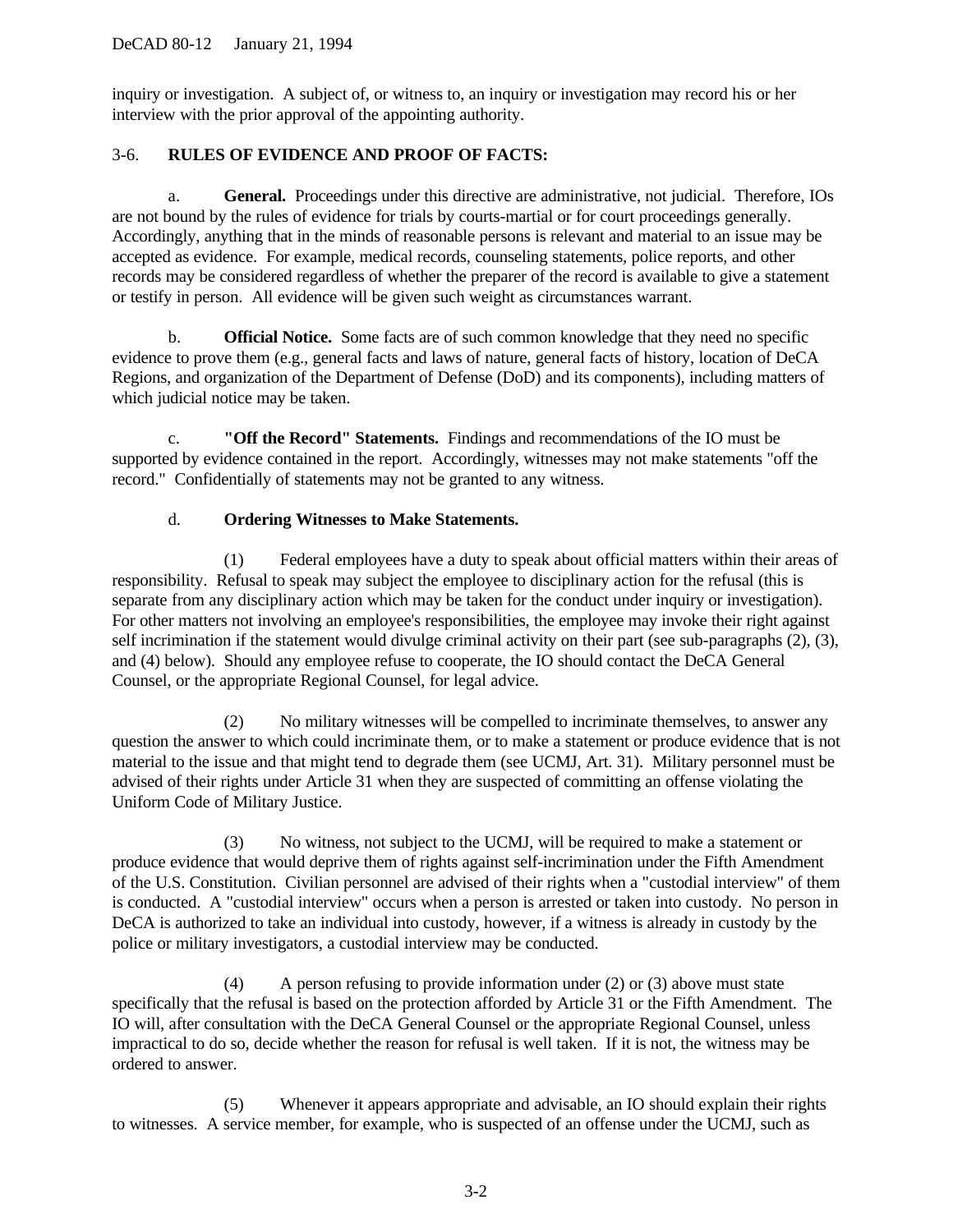inquiry or investigation. A subject of, or witness to, an inquiry or investigation may record his or her interview with the prior approval of the appointing authority.

### 3-6. RULES OF EVIDENCE AND PROOF OF FACTS:

a. **General.** Proceedings under this directive are administrative, not judicial. Therefore, IOs are not bound by the rules of evidence for trials by courts-martial or for court proceedings generally. Accordingly, anything that in the minds of reasonable persons is relevant and material to an issue may be accepted as evidence. For example, medical records, counseling statements, police reports, and other records may be considered regardless of whether the preparer of the record is available to give a statement or testify in person. All evidence will be given such weight as circumstances warrant.

b. **Official Notice.** Some facts are of such common knowledge that they need no specific evidence to prove them (e.g., general facts and laws of nature, general facts of history, location of DeCA Regions, and organization of the Department of Defense (DoD) and its components), including matters of which judicial notice may be taken.

c. **"Off the Record" Statements.** Findings and recommendations of the IO must be supported by evidence contained in the report. Accordingly, witnesses may not make statements "off the record." Confidentially of statements may not be granted to any witness.

d. **Ordering Witnesses to Make Statements.**

(1) Federal employees have a duty to speak about official matters within their areas of responsibility. Refusal to speak may subject the employee to disciplinary action for the refusal (this is separate from any disciplinary action which may be taken for the conduct under inquiry or investigation). For other matters not involving an employee's responsibilities, the employee may invoke their right against self incrimination if the statement would divulge criminal activity on their part (see sub-paragraphs (2), (3), and (4) below). Should any employee refuse to cooperate, the IO should contact the DeCA General Counsel, or the appropriate Regional Counsel, for legal advice.

(2) No military witnesses will be compelled to incriminate themselves, to answer any question the answer to which could incriminate them, or to make a statement or produce evidence that is not material to the issue and that might tend to degrade them (see UCMJ, Art. 31). Military personnel must be advised of their rights under Article 31 when they are suspected of committing an offense violating the Uniform Code of Military Justice.

(3) No witness, not subject to the UCMJ, will be required to make a statement or produce evidence that would deprive them of rights against self-incrimination under the Fifth Amendment of the U.S. Constitution. Civilian personnel are advised of their rights when a "custodial interview" of them is conducted. A "custodial interview" occurs when a person is arrested or taken into custody. No person in DeCA is authorized to take an individual into custody, however, if a witness is already in custody by the police or military investigators, a custodial interview may be conducted.

(4) A person refusing to provide information under (2) or (3) above must state specifically that the refusal is based on the protection afforded by Article 31 or the Fifth Amendment. The IO will, after consultation with the DeCA General Counsel or the appropriate Regional Counsel, unless impractical to do so, decide whether the reason for refusal is well taken. If it is not, the witness may be ordered to answer.

(5) Whenever it appears appropriate and advisable, an IO should explain their rights to witnesses. A service member, for example, who is suspected of an offense under the UCMJ, such as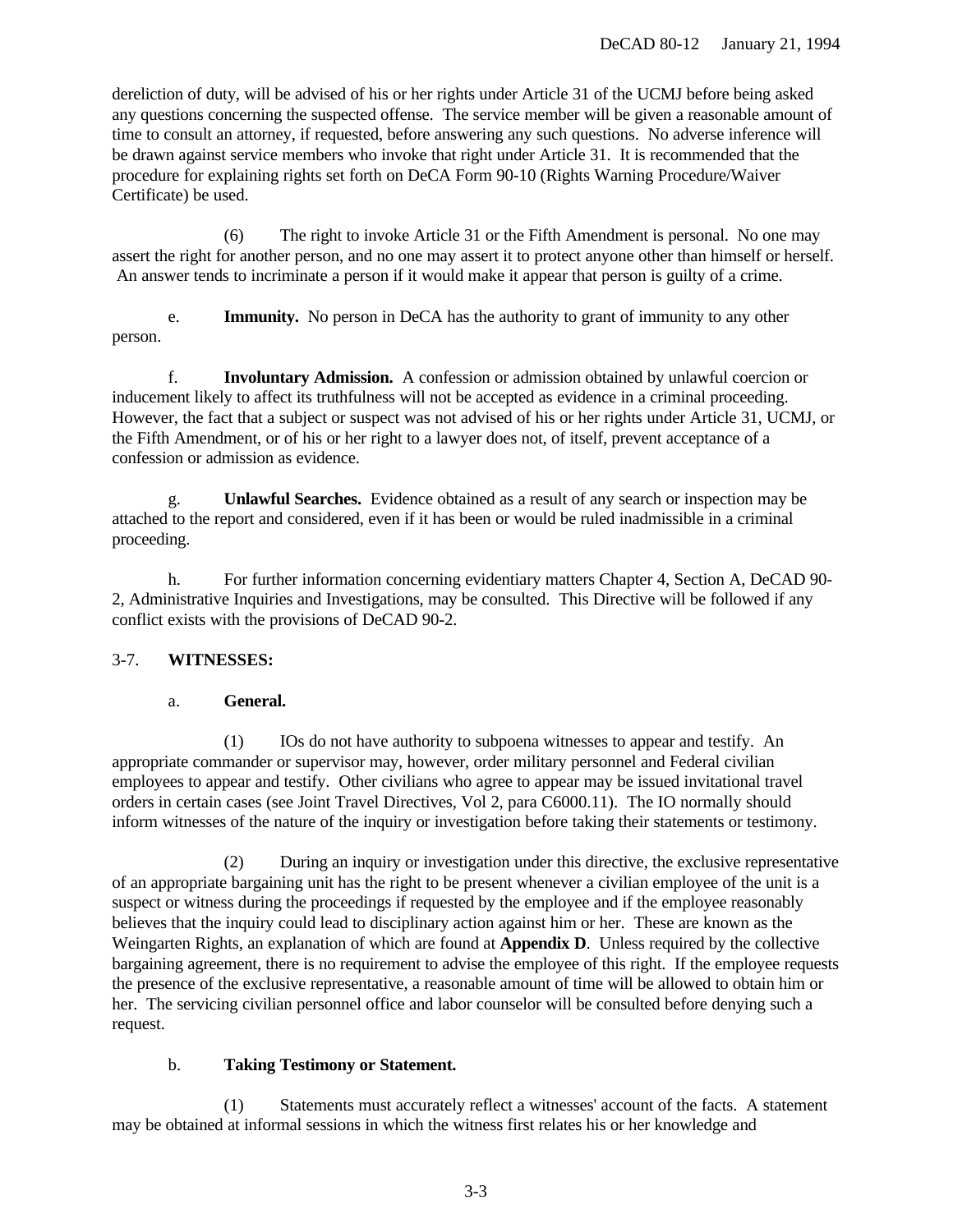dereliction of duty, will be advised of his or her rights under Article 31 of the UCMJ before being asked any questions concerning the suspected offense. The service member will be given a reasonable amount of time to consult an attorney, if requested, before answering any such questions. No adverse inference will be drawn against service members who invoke that right under Article 31. It is recommended that the procedure for explaining rights set forth on DeCA Form 90-10 (Rights Warning Procedure/Waiver Certificate) be used.

(6) The right to invoke Article 31 or the Fifth Amendment is personal. No one may assert the right for another person, and no one may assert it to protect anyone other than himself or herself. An answer tends to incriminate a person if it would make it appear that person is guilty of a crime.

e. **Immunity.** No person in DeCA has the authority to grant of immunity to any other person.

f. **Involuntary Admission.** A confession or admission obtained by unlawful coercion or inducement likely to affect its truthfulness will not be accepted as evidence in a criminal proceeding. However, the fact that a subject or suspect was not advised of his or her rights under Article 31, UCMJ, or the Fifth Amendment, or of his or her right to a lawyer does not, of itself, prevent acceptance of a confession or admission as evidence.

g. **Unlawful Searches.** Evidence obtained as a result of any search or inspection may be attached to the report and considered, even if it has been or would be ruled inadmissible in a criminal proceeding.

h. For further information concerning evidentiary matters Chapter 4, Section A, DeCAD 90-2, Administrative Inquiries and Investigations, may be consulted. This Directive will be followed if any conflict exists with the provisions of DeCAD 90-2.

3-7. **WITNESSES:**

a. **General.**

(1) IOs do not have authority to subpoena witnesses to appear and testify. An appropriate commander or supervisor may, however, order military personnel and Federal civilian employees to appear and testify. Other civilians who agree to appear may be issued invitational travel orders in certain cases (see Joint Travel Directives, Vol 2, para C6000.11). The IO normally should inform witnesses of the nature of the inquiry or investigation before taking their statements or testimony.

(2) During an inquiry or investigation under this directive, the exclusive representative of an appropriate bargaining unit has the right to be present whenever a civilian employee of the unit is a suspect or witness during the proceedings if requested by the employee and if the employee reasonably believes that the inquiry could lead to disciplinary action against him or her. These are known as the Weingarten Rights, an explanation of which are found at **Appendix D**. Unless required by the collective bargaining agreement, there is no requirement to advise the employee of this right. If the employee requests the presence of the exclusive representative, a reasonable amount of time will be allowed to obtain him or her. The servicing civilian personnel office and labor counselor will be consulted before denying such a request.

b. **Taking Testimony or Statement.**

(1) Statements must accurately reflect a witnesses' account of the facts. A statement may be obtained at informal sessions in which the witness first relates his or her knowledge and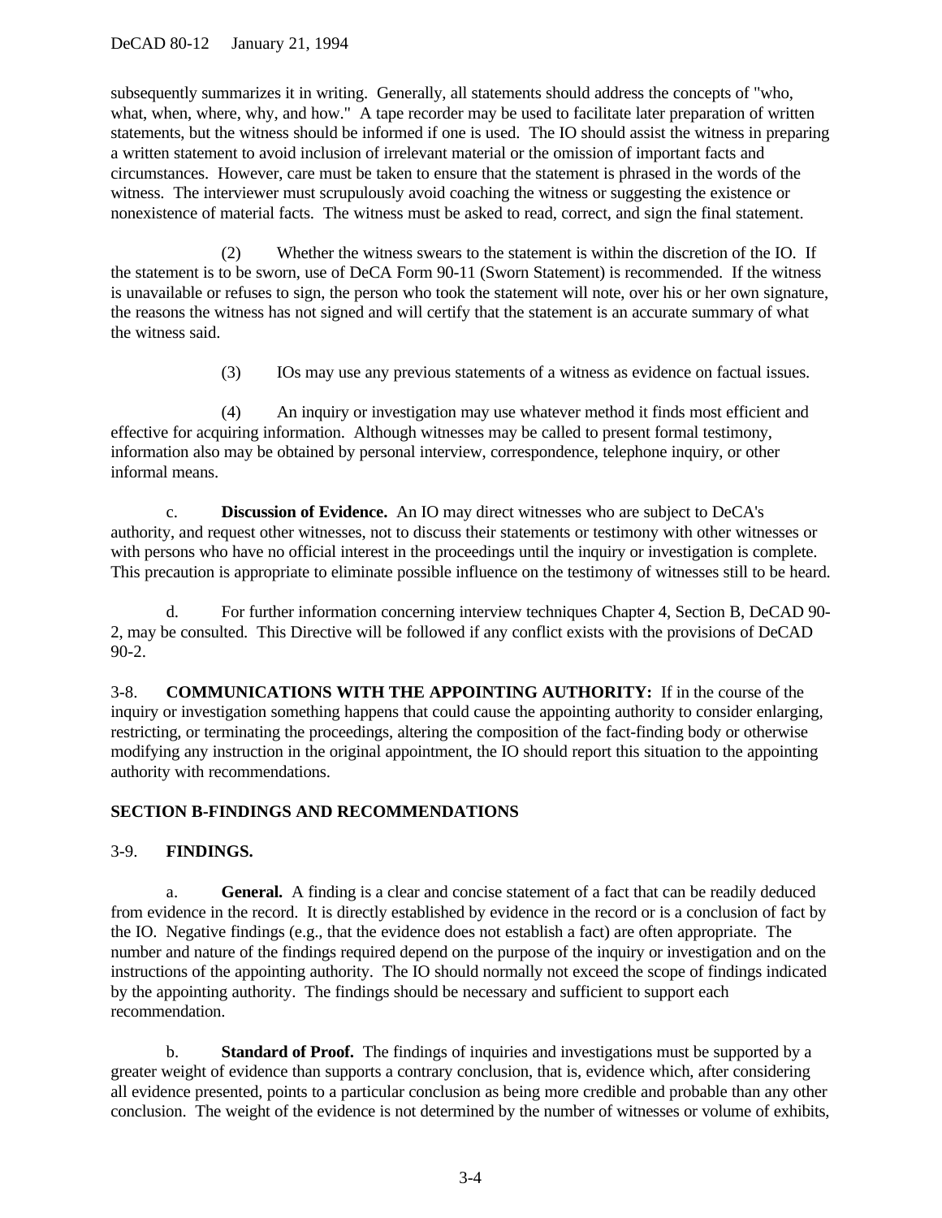subsequently summarizes it in writing. Generally, all statements should address the concepts of "who, what, when, where, why, and how." A tape recorder may be used to facilitate later preparation of written statements, but the witness should be informed if one is used. The IO should assist the witness in preparing a written statement to avoid inclusion of irrelevant material or the omission of important facts and circumstances. However, care must be taken to ensure that the statement is phrased in the words of the witness. The interviewer must scrupulously avoid coaching the witness or suggesting the existence or nonexistence of material facts. The witness must be asked to read, correct, and sign the final statement.

(2) Whether the witness swears to the statement is within the discretion of the IO. If the statement is to be sworn, use of DeCA Form 90-11 (Sworn Statement) is recommended. If the witness is unavailable or refuses to sign, the person who took the statement will note, over his or her own signature, the reasons the witness has not signed and will certify that the statement is an accurate summary of what the witness said.

(3) IOs may use any previous statements of a witness as evidence on factual issues.

(4) An inquiry or investigation may use whatever method it finds most efficient and effective for acquiring information. Although witnesses may be called to present formal testimony, information also may be obtained by personal interview, correspondence, telephone inquiry, or other informal means.

c. **Discussion of Evidence.** An IO may direct witnesses who are subject to DeCA's authority, and request other witnesses, not to discuss their statements or testimony with other witnesses or with persons who have no official interest in the proceedings until the inquiry or investigation is complete. This precaution is appropriate to eliminate possible influence on the testimony of witnesses still to be heard.

d. For further information concerning interview techniques Chapter 4, Section B, DeCAD 90-2, may be consulted. This Directive will be followed if any conflict exists with the provisions of DeCAD 90-2.

3-8. **COMMUNICATIONS WITH THE APPOINTING AUTHORITY:** If in the course of the inquiry or investigation something happens that could cause the appointing authority to consider enlarging, restricting, or terminating the proceedings, altering the composition of the fact-finding body or otherwise modifying any instruction in the original appointment, the IO should report this situation to the appointing authority with recommendations.

## SECTION B-FINDINGS AND RECOMMENDATIONS

### 3-9. FINDINGS.

a. **General.** A finding is a clear and concise statement of a fact that can be readily deduced from evidence in the record. It is directly established by evidence in the record or is a conclusion of fact by the IO. Negative findings (e.g., that the evidence does not establish a fact) are often appropriate. The number and nature of the findings required depend on the purpose of the inquiry or investigation and on the instructions of the appointing authority. The IO should normally not exceed the scope of findings indicated by the appointing authority. The findings should be necessary and sufficient to support each recommendation.

b. **Standard of Proof.** The findings of inquiries and investigations must be supported by a greater weight of evidence than supports a contrary conclusion, that is, evidence which, after considering all evidence presented, points to a particular conclusion as being more credible and probable than any other conclusion. The weight of the evidence is not determined by the number of witnesses or volume of exhibits,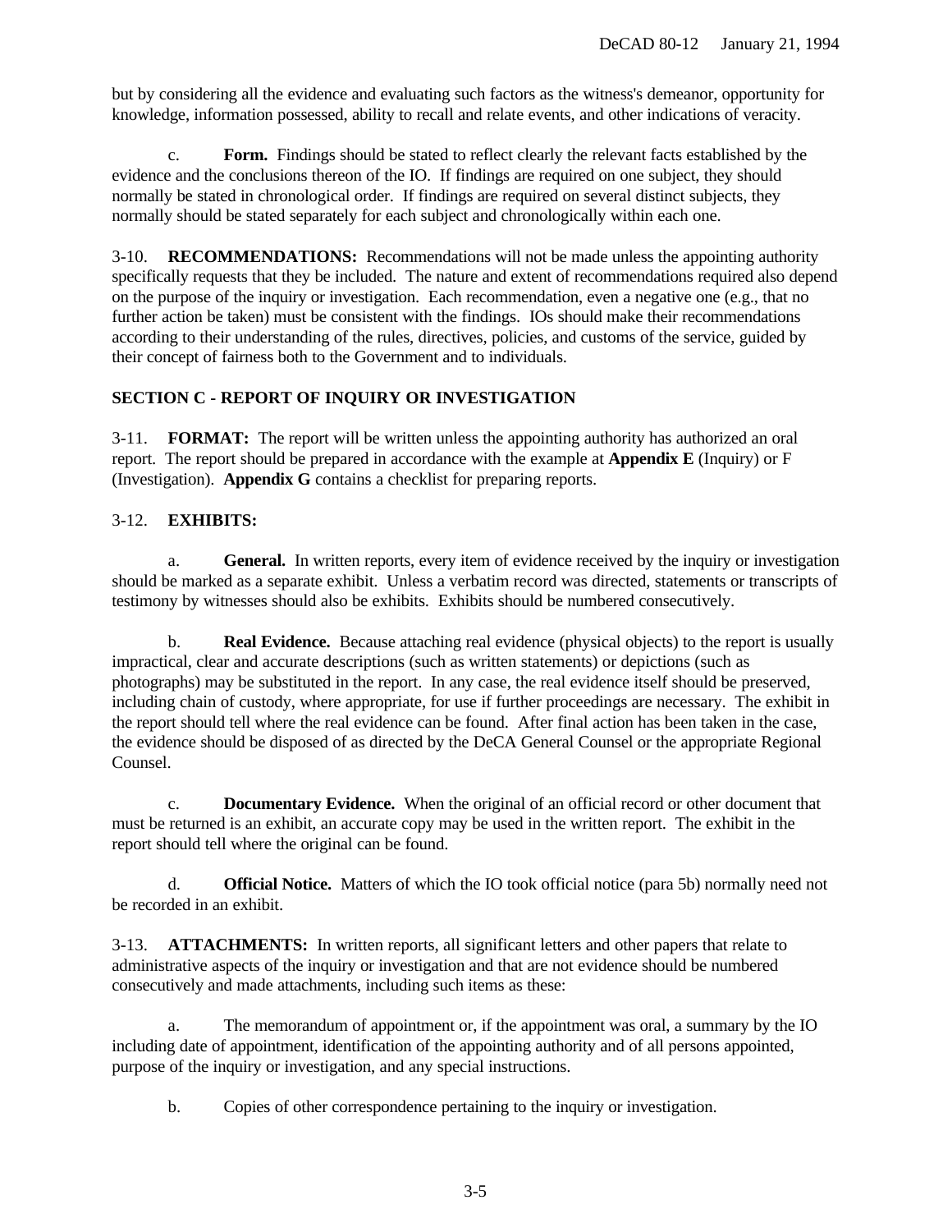but by considering all the evidence and evaluating such factors as the witness's demeanor, opportunity for knowledge, information possessed, ability to recall and relate events, and other indications of veracity.

c. **Form.** Findings should be stated to reflect clearly the relevant facts established by the evidence and the conclusions thereon of the IO. If findings are required on one subject, they should normally be stated in chronological order. If findings are required on several distinct subjects, they normally should be stated separately for each subject and chronologically within each one.

3-10. **RECOMMENDATIONS:** Recommendations will not be made unless the appointing authority specifically requests that they be included. The nature and extent of recommendations required also depend on the purpose of the inquiry or investigation. Each recommendation, even a negative one (e.g., that no further action be taken) must be consistent with the findings. IOs should make their recommendations according to their understanding of the rules, directives, policies, and customs of the service, guided by their concept of fairness both to the Government and to individuals.

## SECTION C - REPORT OF INQUIRY OR INVESTIGATION

3-11. **FORMAT:** The report will be written unless the appointing authority has authorized an oral report. The report should be prepared in accordance with the example at **Appendix E** (Inquiry) or F (Investigation). **Appendix G** contains a checklist for preparing reports.

3-12. **EXHIBITS:**

a. **General.** In written reports, every item of evidence received by the inquiry or investigation should be marked as a separate exhibit. Unless a verbatim record was directed, statements or transcripts of testimony by witnesses should also be exhibits. Exhibits should be numbered consecutively.

b. **Real Evidence.** Because attaching real evidence (physical objects) to the report is usually impractical, clear and accurate descriptions (such as written statements) or depictions (such as photographs) may be substituted in the report. In any case, the real evidence itself should be preserved, including chain of custody, where appropriate, for use if further proceedings are necessary. The exhibit in the report should tell where the real evidence can be found. After final action has been taken in the case, the evidence should be disposed of as directed by the DeCA General Counsel or the appropriate Regional Counsel.

c. **Documentary Evidence.** When the original of an official record or other document that must be returned is an exhibit, an accurate copy may be used in the written report. The exhibit in the report should tell where the original can be found.

d. **Official Notice.** Matters of which the IO took official notice (para 5b) normally need not be recorded in an exhibit.

3-13. **ATTACHMENTS:** In written reports, all significant letters and other papers that relate to administrative aspects of the inquiry or investigation and that are not evidence should be numbered consecutively and made attachments, including such items as these:

a. The memorandum of appointment or, if the appointment was oral, a summary by the IO including date of appointment, identification of the appointing authority and of all persons appointed, purpose of the inquiry or investigation, and any special instructions.

b. Copies of other correspondence pertaining to the inquiry or investigation.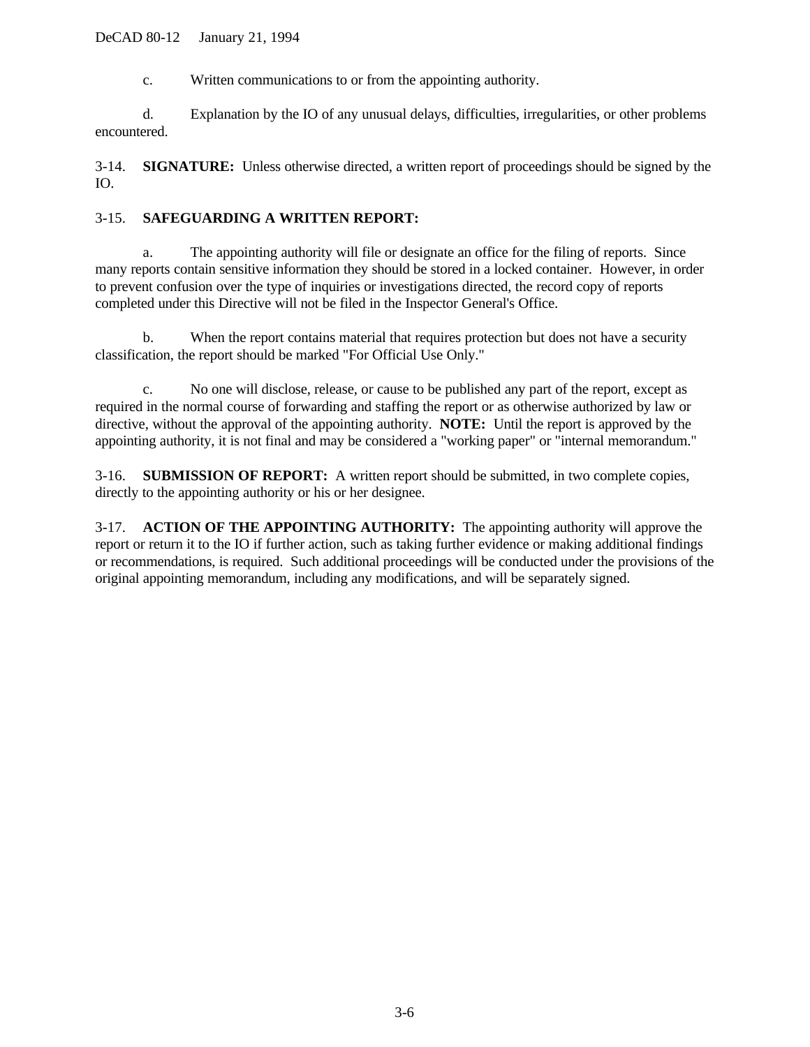c. Written communications to or from the appointing authority.

d. Explanation by the IO of any unusual delays, difficulties, irregularities, or other problems encountered.

3-14. **SIGNATURE:** Unless otherwise directed, a written report of proceedings should be signed by the IO.

3-15. **SAFEGUARDING A WRITTEN REPORT:**

a. The appointing authority will file or designate an office for the filing of reports. Since many reports contain sensitive information they should be stored in a locked container. However, in order to prevent confusion over the type of inquiries or investigations directed, the record copy of reports completed under this Directive will not be filed in the Inspector General's Office.

b. When the report contains material that requires protection but does not have a security classification, the report should be marked "For Official Use Only."

c. No one will disclose, release, or cause to be published any part of the report, except as required in the normal course of forwarding and staffing the report or as otherwise authorized by law or directive, without the approval of the appointing authority. **NOTE:** Until the report is approved by the appointing authority, it is not final and may be considered a "working paper" or "internal memorandum."

3-16. **SUBMISSION OF REPORT:** A written report should be submitted, in two complete copies, directly to the appointing authority or his or her designee.

3-17. **ACTION OF THE APPOINTING AUTHORITY:** The appointing authority will approve the report or return it to the IO if further action, such as taking further evidence or making additional findings or recommendations, is required. Such additional proceedings will be conducted under the provisions of the original appointing memorandum, including any modifications, and will be separately signed.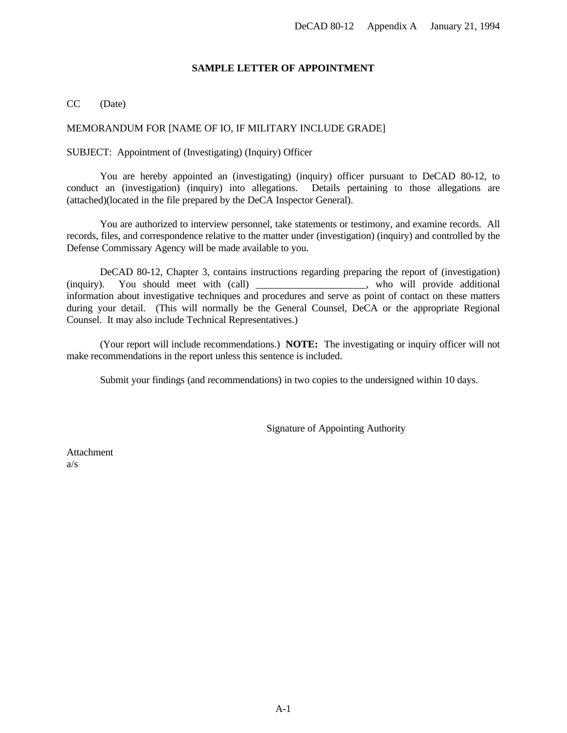## SAMPLE LETTER OF APPOINTMENT

CC (Date)

MEMORANDUM FOR [NAME OF IO, IF MILITARY INCLUDE GRADE]

SUBJECT: Appointment of (Investigating) (Inquiry) Officer

You are hereby appointed an (investigating) (inquiry) officer pursuant to DeCAD 80-12, to conduct an (investigation) (inquiry) into allegations. Details pertaining to those allegations are (attached)(located in the file prepared by the DeCA Inspector General).

You are authorized to interview personnel, take statements or testimony, and examine records. All records, files, and correspondence relative to the matter under (investigation) (inquiry) and controlled by the Defense Commissary Agency will be made available to you.

DeCAD 80-12, Chapter 3, contains instructions regarding preparing the report of (investigation) (inquiry). You should meet with (call) ______________________, who will provide additional information about investigative techniques and procedures and serve as point of contact on these matters during your detail. (This will normally be the General Counsel, DeCA or the appropriate Regional Counsel. It may also include Technical Representatives.)

(Your report will include recommendations.) **NOTE:** The investigating or inquiry officer will not make recommendations in the report unless this sentence is included.

Submit your findings (and recommendations) in two copies to the undersigned within 10 days.

Signature of Appointing Authority

Attachment
a/s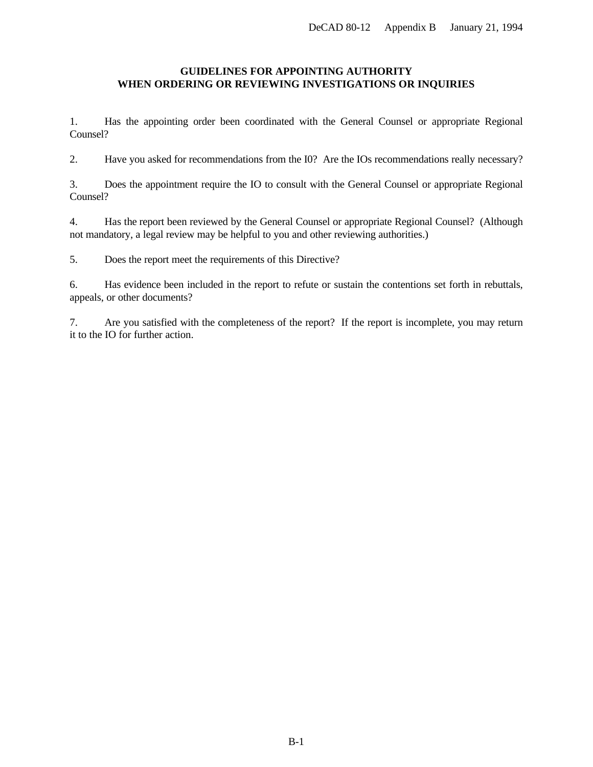## GUIDELINES FOR APPOINTING AUTHORITY WHEN ORDERING OR REVIEWING INVESTIGATIONS OR INQUIRIES

1. Has the appointing order been coordinated with the General Counsel or appropriate Regional Counsel?

2. Have you asked for recommendations from the I0? Are the IOs recommendations really necessary?

3. Does the appointment require the IO to consult with the General Counsel or appropriate Regional Counsel?

4. Has the report been reviewed by the General Counsel or appropriate Regional Counsel? (Although not mandatory, a legal review may be helpful to you and other reviewing authorities.)

5. Does the report meet the requirements of this Directive?

6. Has evidence been included in the report to refute or sustain the contentions set forth in rebuttals, appeals, or other documents?

7. Are you satisfied with the completeness of the report? If the report is incomplete, you may return it to the IO for further action.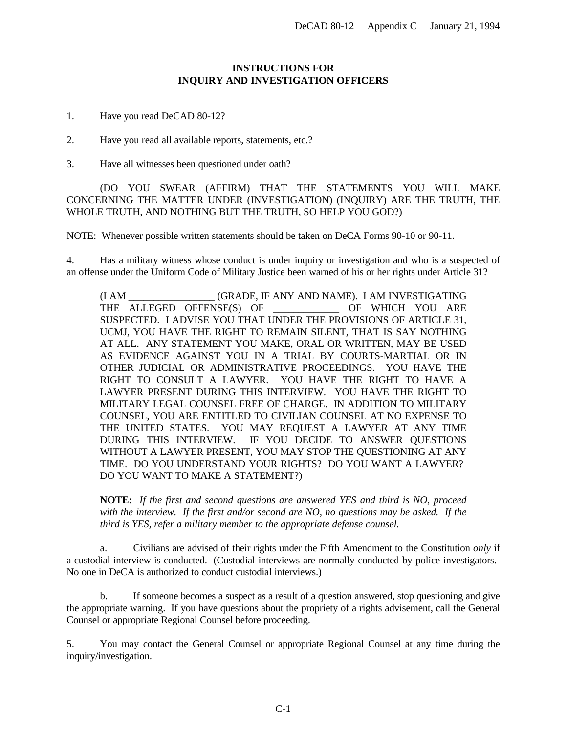# INSTRUCTIONS FOR INQUIRY AND INVESTIGATION OFFICERS

1. Have you read DeCAD 80-12?

2. Have you read all available reports, statements, etc.?

3. Have all witnesses been questioned under oath?

(DO YOU SWEAR (AFFIRM) THAT THE STATEMENTS YOU WILL MAKE CONCERNING THE MATTER UNDER (INVESTIGATION) (INQUIRY) ARE THE TRUTH, THE WHOLE TRUTH, AND NOTHING BUT THE TRUTH, SO HELP YOU GOD?)

NOTE: Whenever possible written statements should be taken on DeCA Forms 90-10 or 90-11.

4. Has a military witness whose conduct is under inquiry or investigation and who is a suspected of an offense under the Uniform Code of Military Justice been warned of his or her rights under Article 31?

> (I AM ________________ (GRADE, IF ANY AND NAME). I AM INVESTIGATING THE ALLEGED OFFENSE(S) OF ____________ OF WHICH YOU ARE SUSPECTED. I ADVISE YOU THAT UNDER THE PROVISIONS OF ARTICLE 31, UCMJ, YOU HAVE THE RIGHT TO REMAIN SILENT, THAT IS SAY NOTHING AT ALL. ANY STATEMENT YOU MAKE, ORAL OR WRITTEN, MAY BE USED AS EVIDENCE AGAINST YOU IN A TRIAL BY COURTS-MARTIAL OR IN OTHER JUDICIAL OR ADMINISTRATIVE PROCEEDINGS. YOU HAVE THE RIGHT TO CONSULT A LAWYER. YOU HAVE THE RIGHT TO HAVE A LAWYER PRESENT DURING THIS INTERVIEW. YOU HAVE THE RIGHT TO MILITARY LEGAL COUNSEL FREE OF CHARGE. IN ADDITION TO MILITARY COUNSEL, YOU ARE ENTITLED TO CIVILIAN COUNSEL AT NO EXPENSE TO THE UNITED STATES. YOU MAY REQUEST A LAWYER AT ANY TIME DURING THIS INTERVIEW. IF YOU DECIDE TO ANSWER QUESTIONS WITHOUT A LAWYER PRESENT, YOU MAY STOP THE QUESTIONING AT ANY TIME. DO YOU UNDERSTAND YOUR RIGHTS? DO YOU WANT A LAWYER? DO YOU WANT TO MAKE A STATEMENT?)
>
> **NOTE:** *If the first and second questions are answered YES and third is NO, proceed with the interview. If the first and/or second are NO, no questions may be asked. If the third is YES, refer a military member to the appropriate defense counsel.*

a. Civilians are advised of their rights under the Fifth Amendment to the Constitution *only* if a custodial interview is conducted. (Custodial interviews are normally conducted by police investigators. No one in DeCA is authorized to conduct custodial interviews.)

b. If someone becomes a suspect as a result of a question answered, stop questioning and give the appropriate warning. If you have questions about the propriety of a rights advisement, call the General Counsel or appropriate Regional Counsel before proceeding.

5. You may contact the General Counsel or appropriate Regional Counsel at any time during the inquiry/investigation.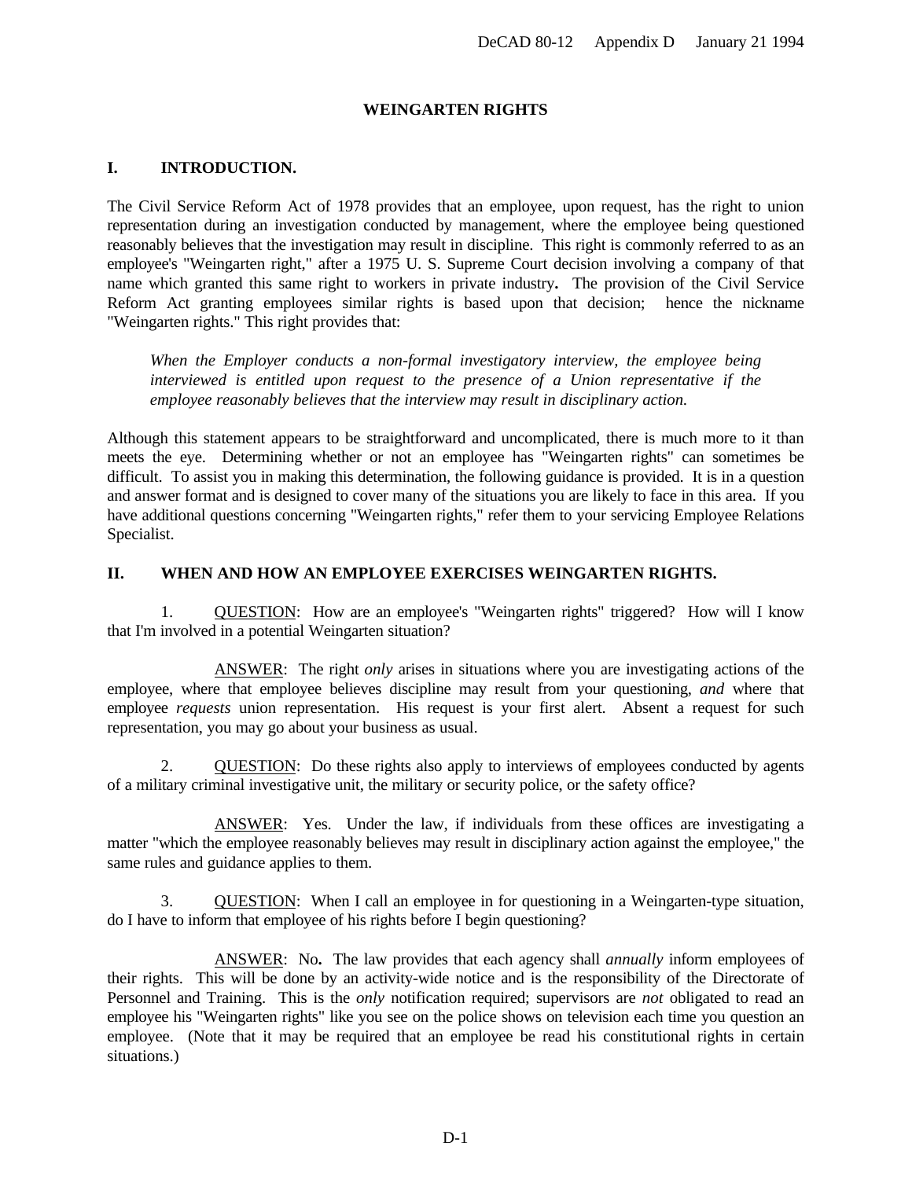# WEINGARTEN RIGHTS

## I. INTRODUCTION.

The Civil Service Reform Act of 1978 provides that an employee, upon request, has the right to union representation during an investigation conducted by management, where the employee being questioned reasonably believes that the investigation may result in discipline. This right is commonly referred to as an employee's "Weingarten right," after a 1975 U. S. Supreme Court decision involving a company of that name which granted this same right to workers in private industry**.** The provision of the Civil Service Reform Act granting employees similar rights is based upon that decision; hence the nickname "Weingarten rights." This right provides that:

> *When the Employer conducts a non-formal investigatory interview, the employee being interviewed is entitled upon request to the presence of a Union representative if the employee reasonably believes that the interview may result in disciplinary action.*

Although this statement appears to be straightforward and uncomplicated, there is much more to it than meets the eye. Determining whether or not an employee has "Weingarten rights" can sometimes be difficult. To assist you in making this determination, the following guidance is provided. It is in a question and answer format and is designed to cover many of the situations you are likely to face in this area. If you have additional questions concerning "Weingarten rights," refer them to your servicing Employee Relations Specialist.

## II. WHEN AND HOW AN EMPLOYEE EXERCISES WEINGARTEN RIGHTS.

1. QUESTION: How are an employee's "Weingarten rights" triggered? How will I know that I'm involved in a potential Weingarten situation?

   ANSWER: The right *only* arises in situations where you are investigating actions of the employee, where that employee believes discipline may result from your questioning, *and* where that employee *requests* union representation. His request is your first alert. Absent a request for such representation, you may go about your business as usual.

2. QUESTION: Do these rights also apply to interviews of employees conducted by agents of a military criminal investigative unit, the military or security police, or the safety office?

   ANSWER: Yes. Under the law, if individuals from these offices are investigating a matter "which the employee reasonably believes may result in disciplinary action against the employee," the same rules and guidance applies to them.

3. QUESTION: When I call an employee in for questioning in a Weingarten-type situation, do I have to inform that employee of his rights before I begin questioning?

   ANSWER: No**.** The law provides that each agency shall *annually* inform employees of their rights. This will be done by an activity-wide notice and is the responsibility of the Directorate of Personnel and Training. This is the *only* notification required; supervisors are *not* obligated to read an employee his "Weingarten rights" like you see on the police shows on television each time you question an employee. (Note that it may be required that an employee be read his constitutional rights in certain situations.)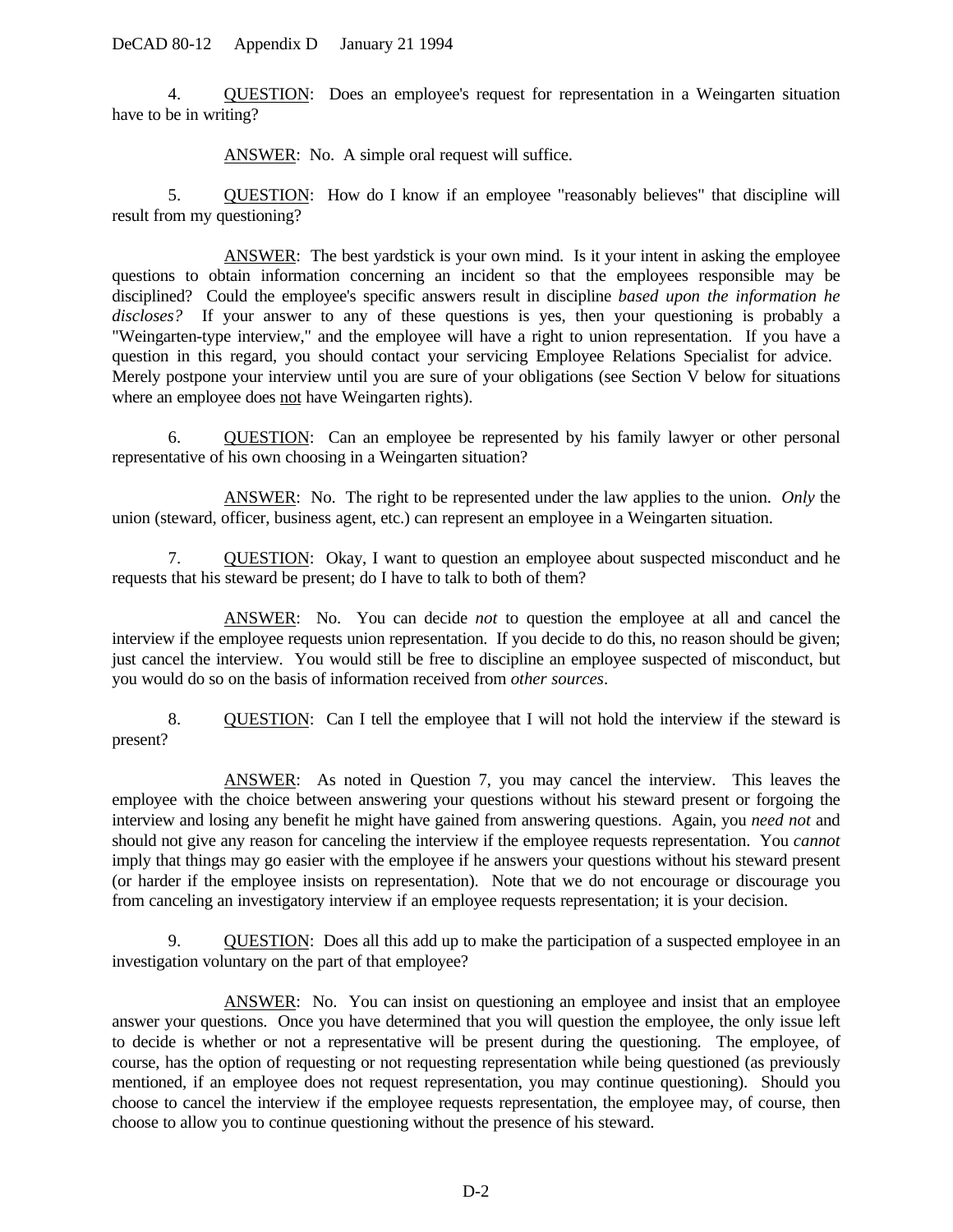4. <u>QUESTION</u>: Does an employee's request for representation in a Weingarten situation have to be in writing?

<u>ANSWER</u>: No. A simple oral request will suffice.

5. <u>QUESTION</u>: How do I know if an employee "reasonably believes" that discipline will result from my questioning?

<u>ANSWER</u>: The best yardstick is your own mind. Is it your intent in asking the employee questions to obtain information concerning an incident so that the employees responsible may be disciplined? Could the employee's specific answers result in discipline *based upon the information he discloses?* If your answer to any of these questions is yes, then your questioning is probably a "Weingarten-type interview," and the employee will have a right to union representation. If you have a question in this regard, you should contact your servicing Employee Relations Specialist for advice. Merely postpone your interview until you are sure of your obligations (see Section V below for situations where an employee does <u>not</u> have Weingarten rights).

6. <u>QUESTION</u>: Can an employee be represented by his family lawyer or other personal representative of his own choosing in a Weingarten situation?

<u>ANSWER</u>: No. The right to be represented under the law applies to the union. *Only* the union (steward, officer, business agent, etc.) can represent an employee in a Weingarten situation.

7. <u>QUESTION</u>: Okay, I want to question an employee about suspected misconduct and he requests that his steward be present; do I have to talk to both of them?

<u>ANSWER</u>: No. You can decide *not* to question the employee at all and cancel the interview if the employee requests union representation. If you decide to do this, no reason should be given; just cancel the interview. You would still be free to discipline an employee suspected of misconduct, but you would do so on the basis of information received from *other sources*.

8. <u>QUESTION</u>: Can I tell the employee that I will not hold the interview if the steward is present?

<u>ANSWER</u>: As noted in Question 7, you may cancel the interview. This leaves the employee with the choice between answering your questions without his steward present or forgoing the interview and losing any benefit he might have gained from answering questions. Again, you *need not* and should not give any reason for canceling the interview if the employee requests representation. You *cannot* imply that things may go easier with the employee if he answers your questions without his steward present (or harder if the employee insists on representation). Note that we do not encourage or discourage you from canceling an investigatory interview if an employee requests representation; it is your decision.

9. <u>QUESTION</u>: Does all this add up to make the participation of a suspected employee in an investigation voluntary on the part of that employee?

<u>ANSWER</u>: No. You can insist on questioning an employee and insist that an employee answer your questions. Once you have determined that you will question the employee, the only issue left to decide is whether or not a representative will be present during the questioning. The employee, of course, has the option of requesting or not requesting representation while being questioned (as previously mentioned, if an employee does not request representation, you may continue questioning). Should you choose to cancel the interview if the employee requests representation, the employee may, of course, then choose to allow you to continue questioning without the presence of his steward.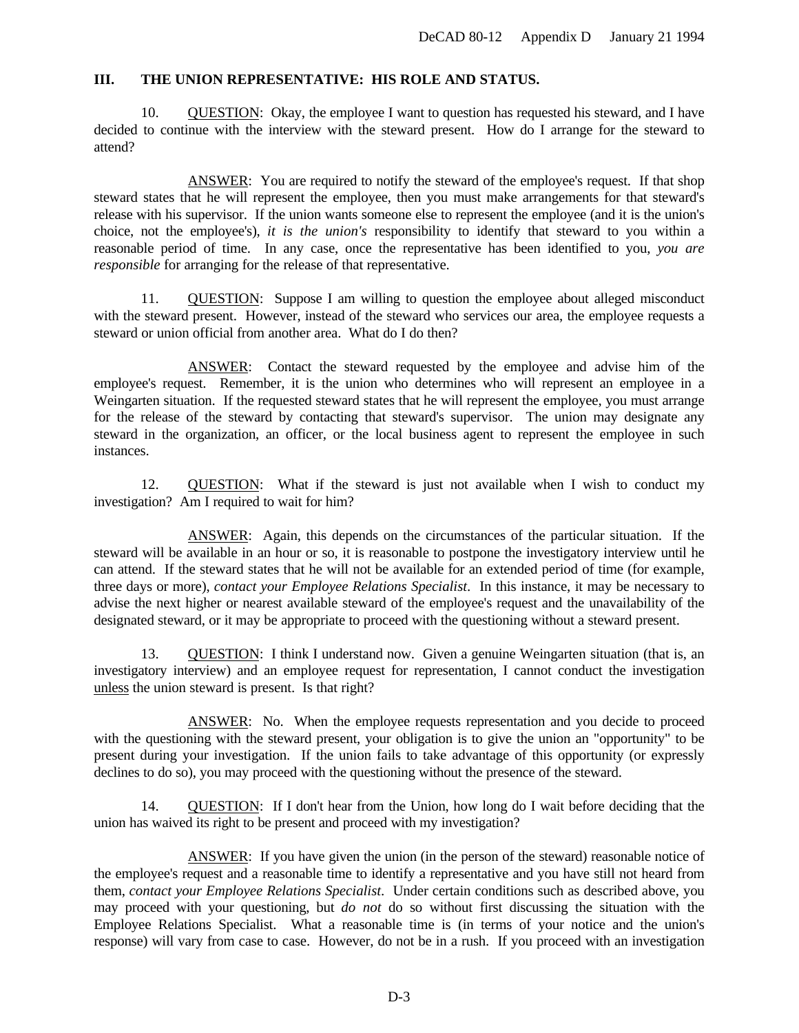### III. THE UNION REPRESENTATIVE: HIS ROLE AND STATUS.

10. QUESTION: Okay, the employee I want to question has requested his steward, and I have decided to continue with the interview with the steward present. How do I arrange for the steward to attend?

ANSWER: You are required to notify the steward of the employee's request. If that shop steward states that he will represent the employee, then you must make arrangements for that steward's release with his supervisor. If the union wants someone else to represent the employee (and it is the union's choice, not the employee's), *it is the union's* responsibility to identify that steward to you within a reasonable period of time. In any case, once the representative has been identified to you, *you are responsible* for arranging for the release of that representative.

11. QUESTION: Suppose I am willing to question the employee about alleged misconduct with the steward present. However, instead of the steward who services our area, the employee requests a steward or union official from another area. What do I do then?

ANSWER: Contact the steward requested by the employee and advise him of the employee's request. Remember, it is the union who determines who will represent an employee in a Weingarten situation. If the requested steward states that he will represent the employee, you must arrange for the release of the steward by contacting that steward's supervisor. The union may designate any steward in the organization, an officer, or the local business agent to represent the employee in such instances.

12. QUESTION: What if the steward is just not available when I wish to conduct my investigation? Am I required to wait for him?

ANSWER: Again, this depends on the circumstances of the particular situation. If the steward will be available in an hour or so, it is reasonable to postpone the investigatory interview until he can attend. If the steward states that he will not be available for an extended period of time (for example, three days or more), *contact your Employee Relations Specialist*. In this instance, it may be necessary to advise the next higher or nearest available steward of the employee's request and the unavailability of the designated steward, or it may be appropriate to proceed with the questioning without a steward present.

13. QUESTION: I think I understand now. Given a genuine Weingarten situation (that is, an investigatory interview) and an employee request for representation, I cannot conduct the investigation unless the union steward is present. Is that right?

ANSWER: No. When the employee requests representation and you decide to proceed with the questioning with the steward present, your obligation is to give the union an "opportunity" to be present during your investigation. If the union fails to take advantage of this opportunity (or expressly declines to do so), you may proceed with the questioning without the presence of the steward.

14. QUESTION: If I don't hear from the Union, how long do I wait before deciding that the union has waived its right to be present and proceed with my investigation?

ANSWER: If you have given the union (in the person of the steward) reasonable notice of the employee's request and a reasonable time to identify a representative and you have still not heard from them, *contact your Employee Relations Specialist*. Under certain conditions such as described above, you may proceed with your questioning, but *do not* do so without first discussing the situation with the Employee Relations Specialist. What a reasonable time is (in terms of your notice and the union's response) will vary from case to case. However, do not be in a rush. If you proceed with an investigation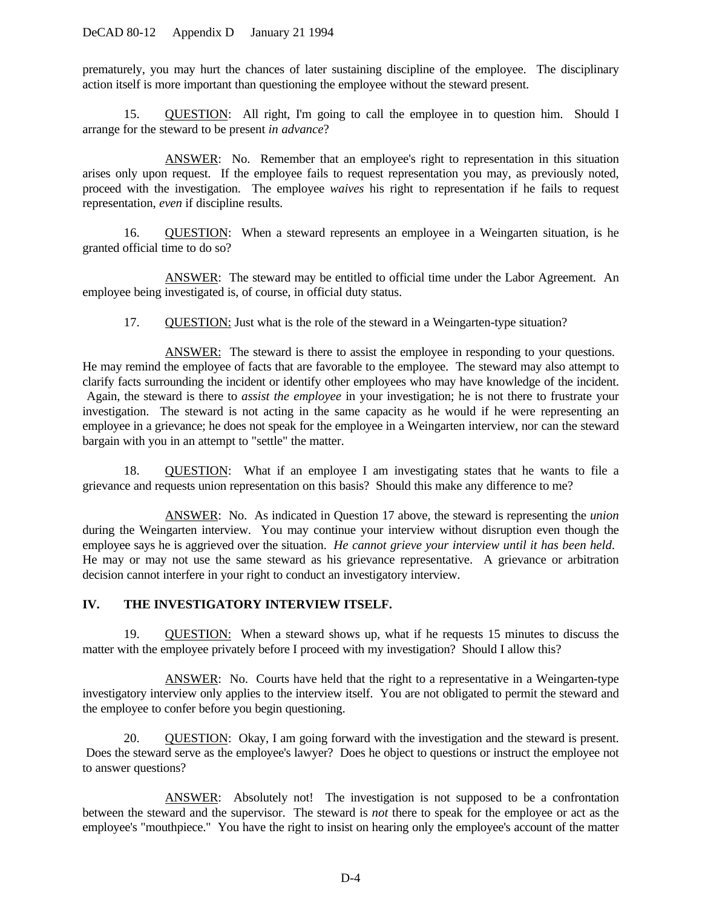prematurely, you may hurt the chances of later sustaining discipline of the employee. The disciplinary action itself is more important than questioning the employee without the steward present.

15. QUESTION: All right, I'm going to call the employee in to question him. Should I arrange for the steward to be present *in advance*?

ANSWER: No. Remember that an employee's right to representation in this situation arises only upon request. If the employee fails to request representation you may, as previously noted, proceed with the investigation. The employee *waives* his right to representation if he fails to request representation, *even* if discipline results.

16. QUESTION: When a steward represents an employee in a Weingarten situation, is he granted official time to do so?

ANSWER: The steward may be entitled to official time under the Labor Agreement. An employee being investigated is, of course, in official duty status.

17. QUESTION: Just what is the role of the steward in a Weingarten-type situation?

ANSWER: The steward is there to assist the employee in responding to your questions. He may remind the employee of facts that are favorable to the employee. The steward may also attempt to clarify facts surrounding the incident or identify other employees who may have knowledge of the incident. Again, the steward is there to *assist the employee* in your investigation; he is not there to frustrate your investigation. The steward is not acting in the same capacity as he would if he were representing an employee in a grievance; he does not speak for the employee in a Weingarten interview, nor can the steward bargain with you in an attempt to "settle" the matter.

18. QUESTION: What if an employee I am investigating states that he wants to file a grievance and requests union representation on this basis? Should this make any difference to me?

ANSWER: No. As indicated in Question 17 above, the steward is representing the *union* during the Weingarten interview. You may continue your interview without disruption even though the employee says he is aggrieved over the situation. *He cannot grieve your interview until it has been held.* He may or may not use the same steward as his grievance representative. A grievance or arbitration decision cannot interfere in your right to conduct an investigatory interview.

## IV. THE INVESTIGATORY INTERVIEW ITSELF.

19. QUESTION: When a steward shows up, what if he requests 15 minutes to discuss the matter with the employee privately before I proceed with my investigation? Should I allow this?

ANSWER: No. Courts have held that the right to a representative in a Weingarten-type investigatory interview only applies to the interview itself. You are not obligated to permit the steward and the employee to confer before you begin questioning.

20. QUESTION: Okay, I am going forward with the investigation and the steward is present. Does the steward serve as the employee's lawyer? Does he object to questions or instruct the employee not to answer questions?

ANSWER: Absolutely not! The investigation is not supposed to be a confrontation between the steward and the supervisor. The steward is *not* there to speak for the employee or act as the employee's "mouthpiece." You have the right to insist on hearing only the employee's account of the matter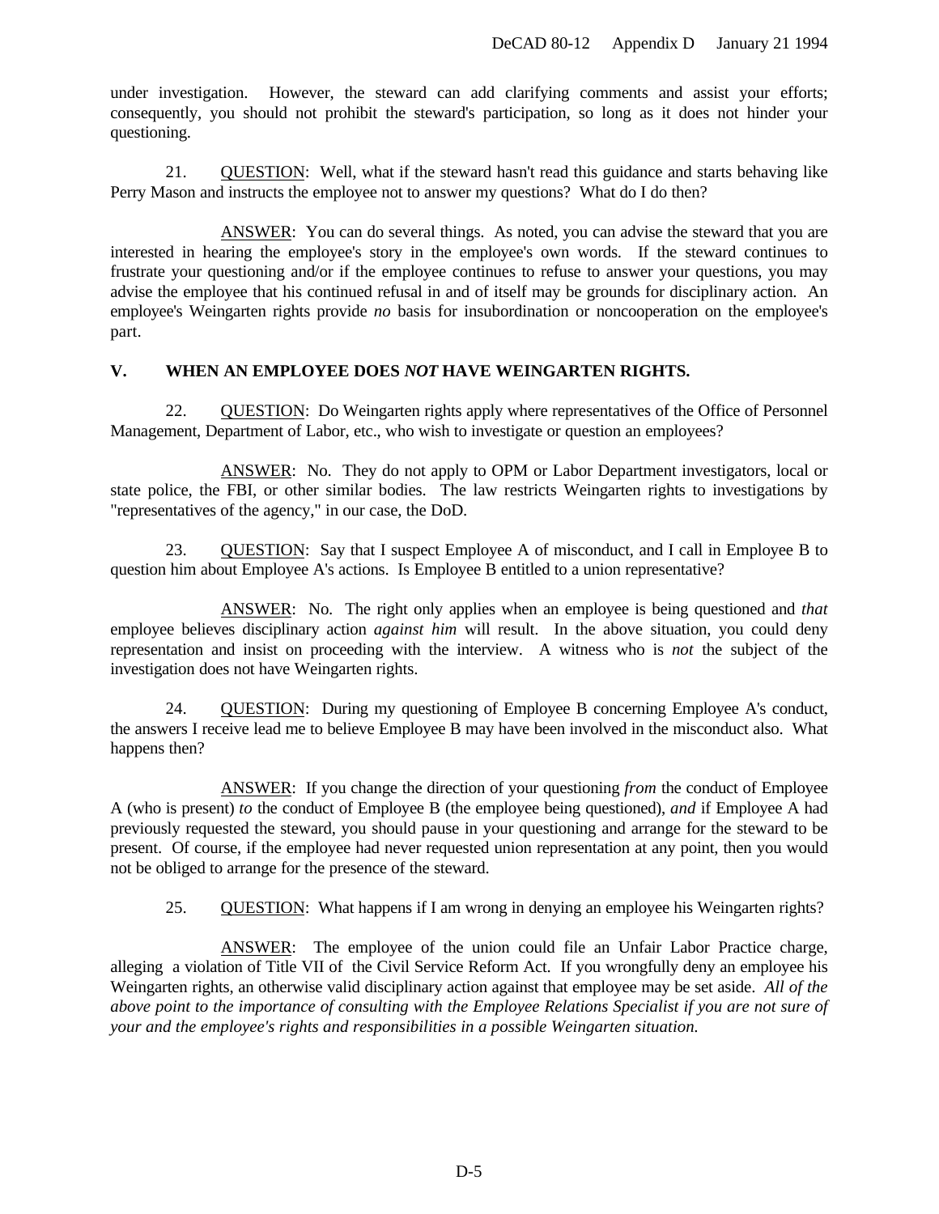under investigation. However, the steward can add clarifying comments and assist your efforts; consequently, you should not prohibit the steward's participation, so long as it does not hinder your questioning.

21. QUESTION: Well, what if the steward hasn't read this guidance and starts behaving like Perry Mason and instructs the employee not to answer my questions? What do I do then?

ANSWER: You can do several things. As noted, you can advise the steward that you are interested in hearing the employee's story in the employee's own words. If the steward continues to frustrate your questioning and/or if the employee continues to refuse to answer your questions, you may advise the employee that his continued refusal in and of itself may be grounds for disciplinary action. An employee's Weingarten rights provide *no* basis for insubordination or noncooperation on the employee's part.

## V. WHEN AN EMPLOYEE DOES *NOT* HAVE WEINGARTEN RIGHTS.

22. QUESTION: Do Weingarten rights apply where representatives of the Office of Personnel Management, Department of Labor, etc., who wish to investigate or question an employees?

ANSWER: No. They do not apply to OPM or Labor Department investigators, local or state police, the FBI, or other similar bodies. The law restricts Weingarten rights to investigations by "representatives of the agency," in our case, the DoD.

23. QUESTION: Say that I suspect Employee A of misconduct, and I call in Employee B to question him about Employee A's actions. Is Employee B entitled to a union representative?

ANSWER: No. The right only applies when an employee is being questioned and *that* employee believes disciplinary action *against him* will result. In the above situation, you could deny representation and insist on proceeding with the interview. A witness who is *not* the subject of the investigation does not have Weingarten rights.

24. QUESTION: During my questioning of Employee B concerning Employee A's conduct, the answers I receive lead me to believe Employee B may have been involved in the misconduct also. What happens then?

ANSWER: If you change the direction of your questioning *from* the conduct of Employee A (who is present) *to* the conduct of Employee B (the employee being questioned), *and* if Employee A had previously requested the steward, you should pause in your questioning and arrange for the steward to be present. Of course, if the employee had never requested union representation at any point, then you would not be obliged to arrange for the presence of the steward.

25. QUESTION: What happens if I am wrong in denying an employee his Weingarten rights?

ANSWER: The employee of the union could file an Unfair Labor Practice charge, alleging a violation of Title VII of the Civil Service Reform Act. If you wrongfully deny an employee his Weingarten rights, an otherwise valid disciplinary action against that employee may be set aside. *All of the above point to the importance of consulting with the Employee Relations Specialist if you are not sure of your and the employee's rights and responsibilities in a possible Weingarten situation.*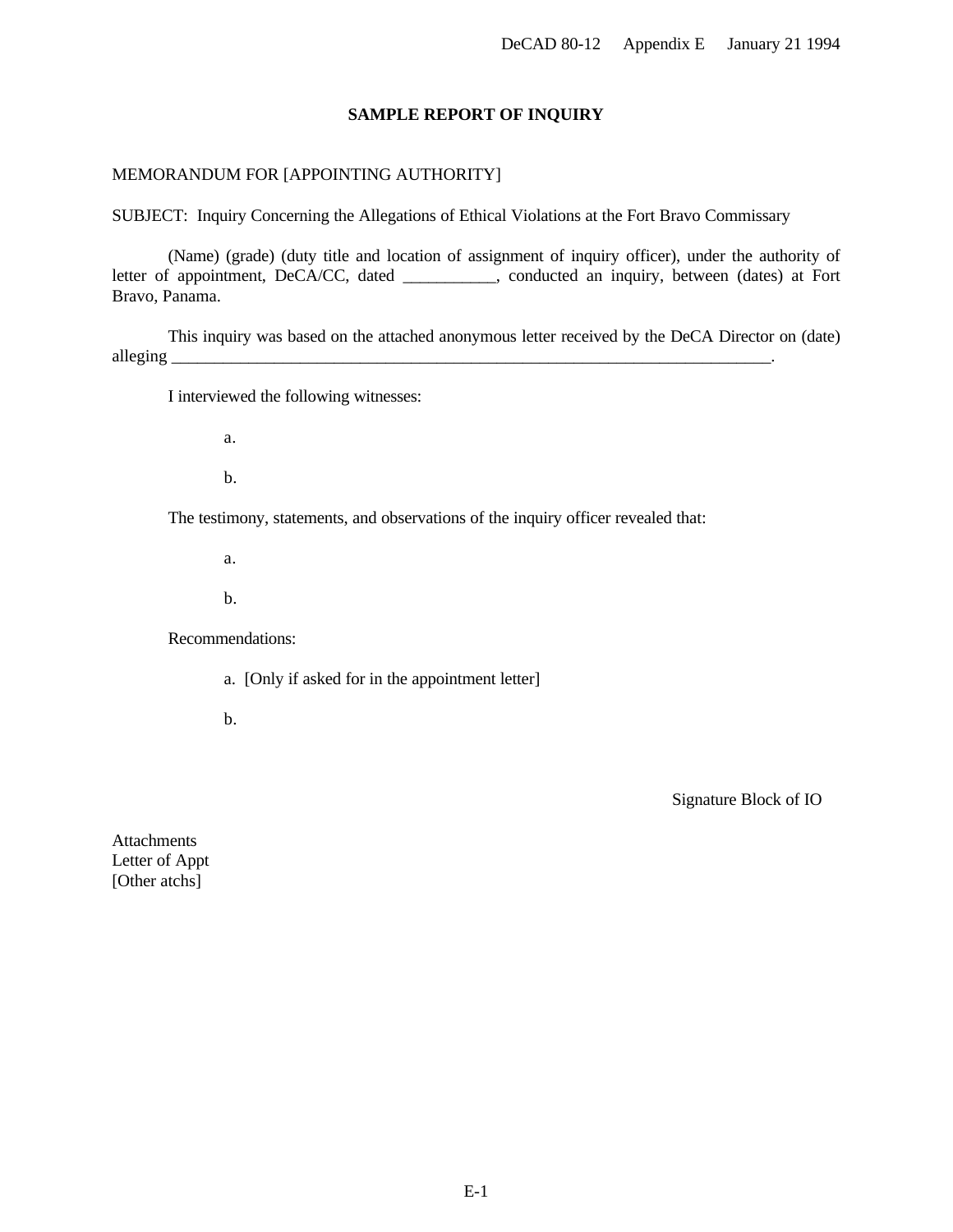## SAMPLE REPORT OF INQUIRY

MEMORANDUM FOR [APPOINTING AUTHORITY]

SUBJECT: Inquiry Concerning the Allegations of Ethical Violations at the Fort Bravo Commissary

(Name) (grade) (duty title and location of assignment of inquiry officer), under the authority of letter of appointment, DeCA/CC, dated ___________, conducted an inquiry, between (dates) at Fort Bravo, Panama.

This inquiry was based on the attached anonymous letter received by the DeCA Director on (date) alleging ___________________________________________________________________________.

I interviewed the following witnesses:

a.

b.

The testimony, statements, and observations of the inquiry officer revealed that:

a.

b.

Recommendations:

a. [Only if asked for in the appointment letter]

b.

Signature Block of IO

Attachments
Letter of Appt
[Other atchs]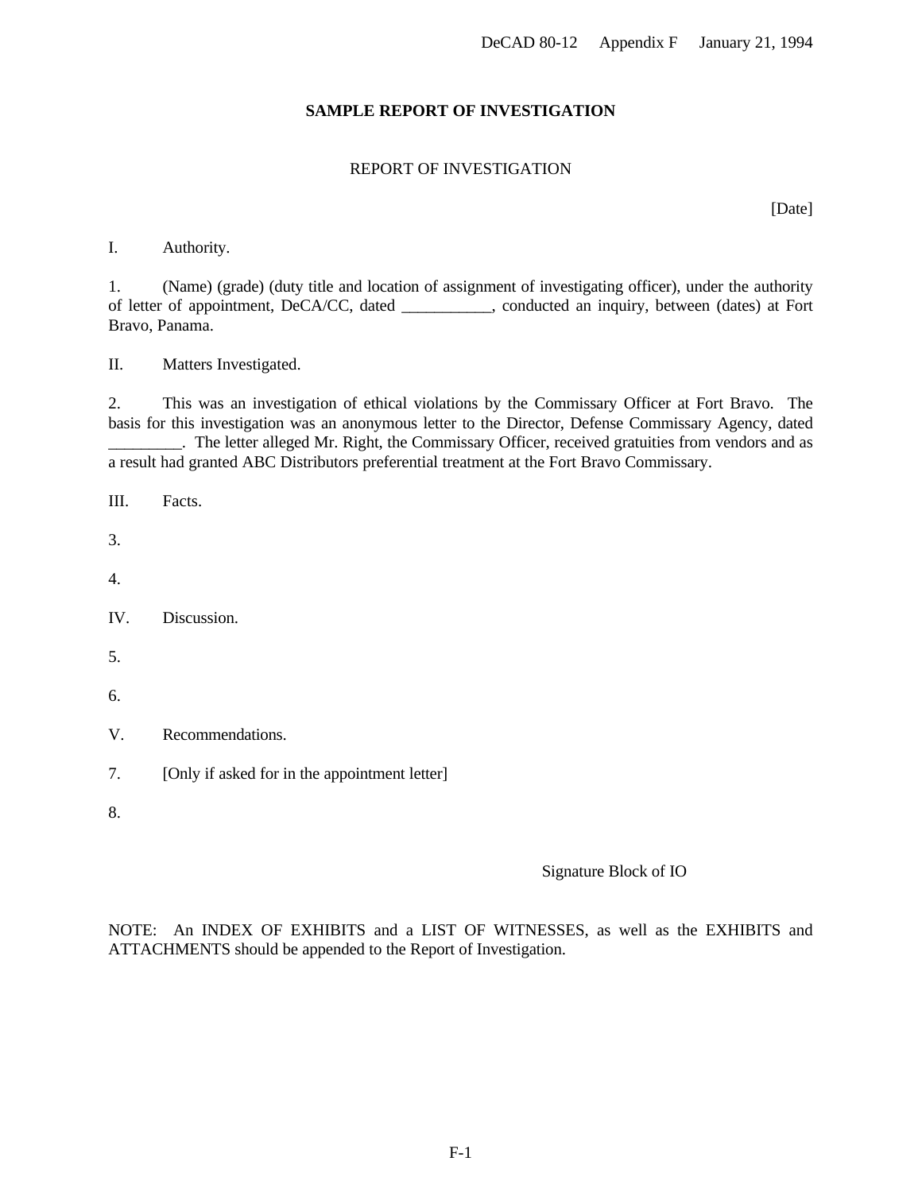## SAMPLE REPORT OF INVESTIGATION

REPORT OF INVESTIGATION

[Date]

I. Authority.

1. (Name) (grade) (duty title and location of assignment of investigating officer), under the authority of letter of appointment, DeCA/CC, dated ___________, conducted an inquiry, between (dates) at Fort Bravo, Panama.

II. Matters Investigated.

2. This was an investigation of ethical violations by the Commissary Officer at Fort Bravo. The basis for this investigation was an anonymous letter to the Director, Defense Commissary Agency, dated _________. The letter alleged Mr. Right, the Commissary Officer, received gratuities from vendors and as a result had granted ABC Distributors preferential treatment at the Fort Bravo Commissary.

III. Facts.

3.

4.

IV. Discussion.

5.

6.

V. Recommendations.

7. [Only if asked for in the appointment letter]

8.

Signature Block of IO

NOTE: An INDEX OF EXHIBITS and a LIST OF WITNESSES, as well as the EXHIBITS and ATTACHMENTS should be appended to the Report of Investigation.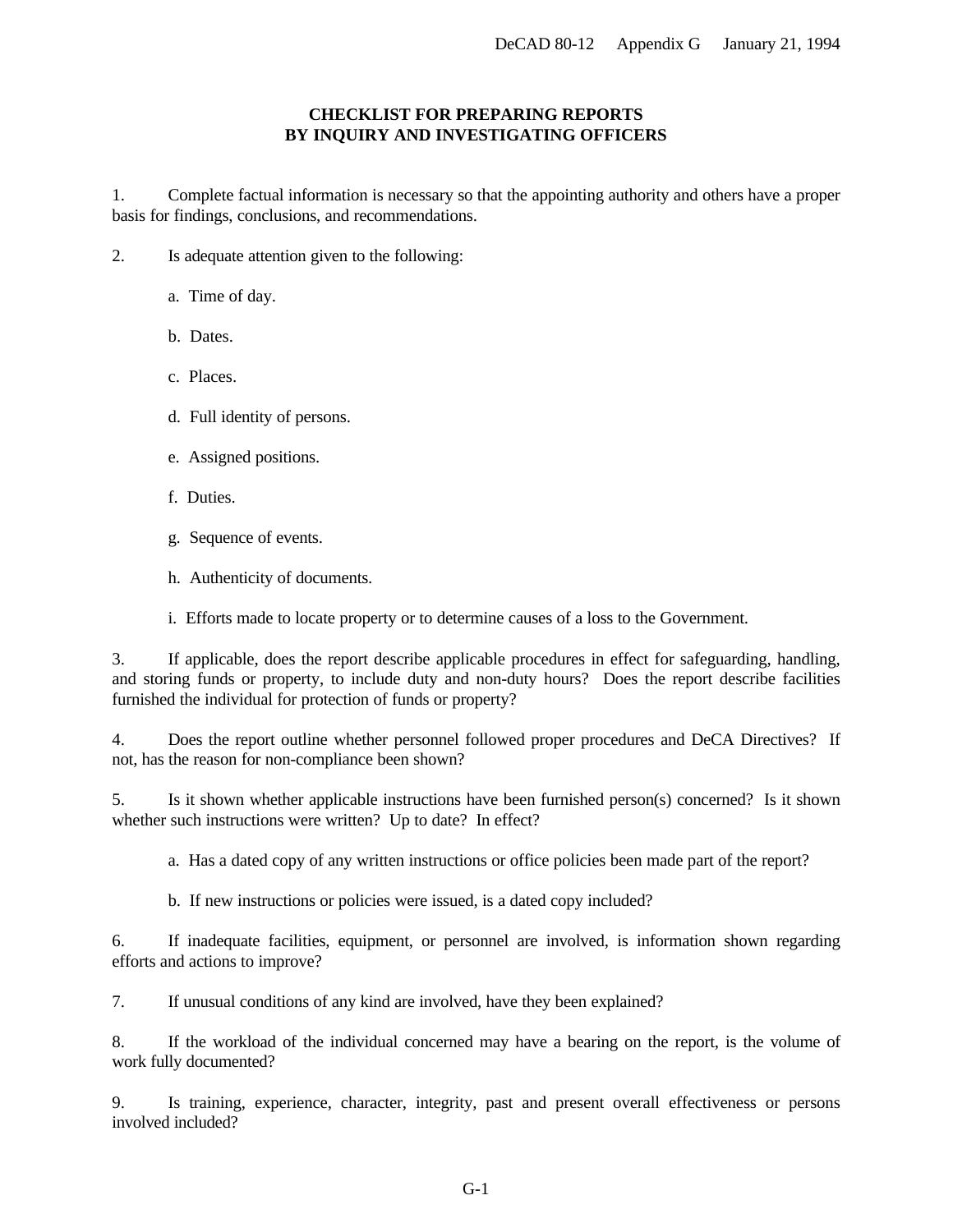## CHECKLIST FOR PREPARING REPORTS BY INQUIRY AND INVESTIGATING OFFICERS

1. Complete factual information is necessary so that the appointing authority and others have a proper basis for findings, conclusions, and recommendations.

2. Is adequate attention given to the following:

   a. Time of day.

   b. Dates.

   c. Places.

   d. Full identity of persons.

   e. Assigned positions.

   f. Duties.

   g. Sequence of events.

   h. Authenticity of documents.

   i. Efforts made to locate property or to determine causes of a loss to the Government.

3. If applicable, does the report describe applicable procedures in effect for safeguarding, handling, and storing funds or property, to include duty and non-duty hours? Does the report describe facilities furnished the individual for protection of funds or property?

4. Does the report outline whether personnel followed proper procedures and DeCA Directives? If not, has the reason for non-compliance been shown?

5. Is it shown whether applicable instructions have been furnished person(s) concerned? Is it shown whether such instructions were written? Up to date? In effect?

   a. Has a dated copy of any written instructions or office policies been made part of the report?

   b. If new instructions or policies were issued, is a dated copy included?

6. If inadequate facilities, equipment, or personnel are involved, is information shown regarding efforts and actions to improve?

7. If unusual conditions of any kind are involved, have they been explained?

8. If the workload of the individual concerned may have a bearing on the report, is the volume of work fully documented?

9. Is training, experience, character, integrity, past and present overall effectiveness or persons involved included?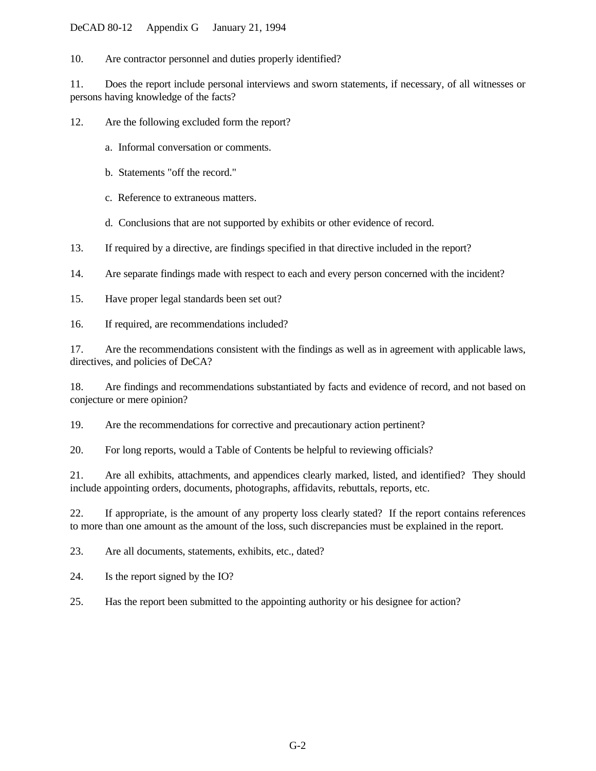10. Are contractor personnel and duties properly identified?

11. Does the report include personal interviews and sworn statements, if necessary, of all witnesses or persons having knowledge of the facts?

12. Are the following excluded form the report?

    a. Informal conversation or comments.

    b. Statements "off the record."

    c. Reference to extraneous matters.

    d. Conclusions that are not supported by exhibits or other evidence of record.

13. If required by a directive, are findings specified in that directive included in the report?

14. Are separate findings made with respect to each and every person concerned with the incident?

15. Have proper legal standards been set out?

16. If required, are recommendations included?

17. Are the recommendations consistent with the findings as well as in agreement with applicable laws, directives, and policies of DeCA?

18. Are findings and recommendations substantiated by facts and evidence of record, and not based on conjecture or mere opinion?

19. Are the recommendations for corrective and precautionary action pertinent?

20. For long reports, would a Table of Contents be helpful to reviewing officials?

21. Are all exhibits, attachments, and appendices clearly marked, listed, and identified? They should include appointing orders, documents, photographs, affidavits, rebuttals, reports, etc.

22. If appropriate, is the amount of any property loss clearly stated? If the report contains references to more than one amount as the amount of the loss, such discrepancies must be explained in the report.

23. Are all documents, statements, exhibits, etc., dated?

24. Is the report signed by the IO?

25. Has the report been submitted to the appointing authority or his designee for action?